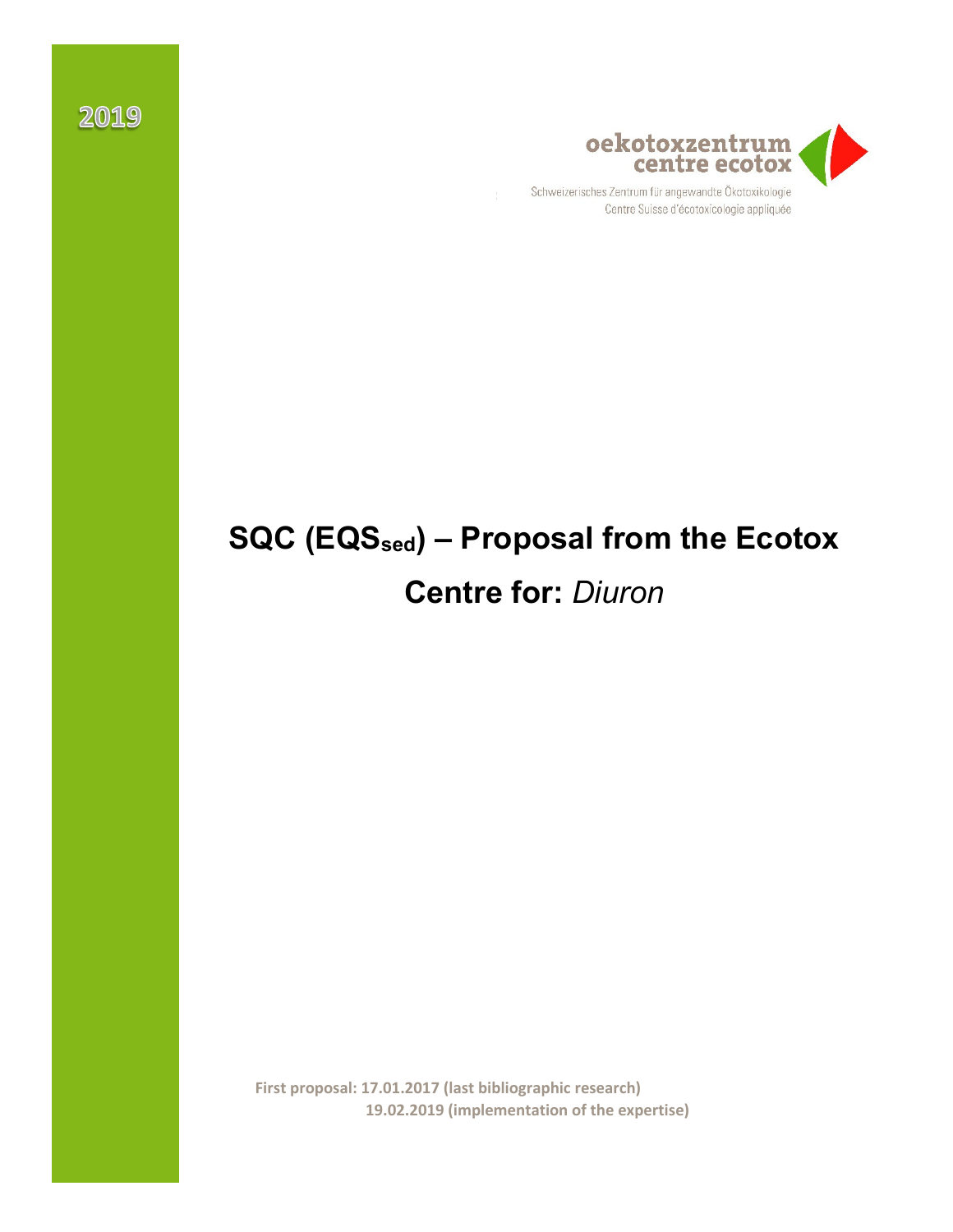2019

oekotoxzentrum
centre ecotox

Schweizerisches Zentrum für angewandte Ökotoxikologie
Centre Suisse d'écotoxicologie appliquée

# SQC ($EQS_{sed}$) – Proposal from the Ecotox Centre for: *Diuron*

**First proposal: 17.01.2017 (last bibliographic research)**
**19.02.2019 (implementation of the expertise)**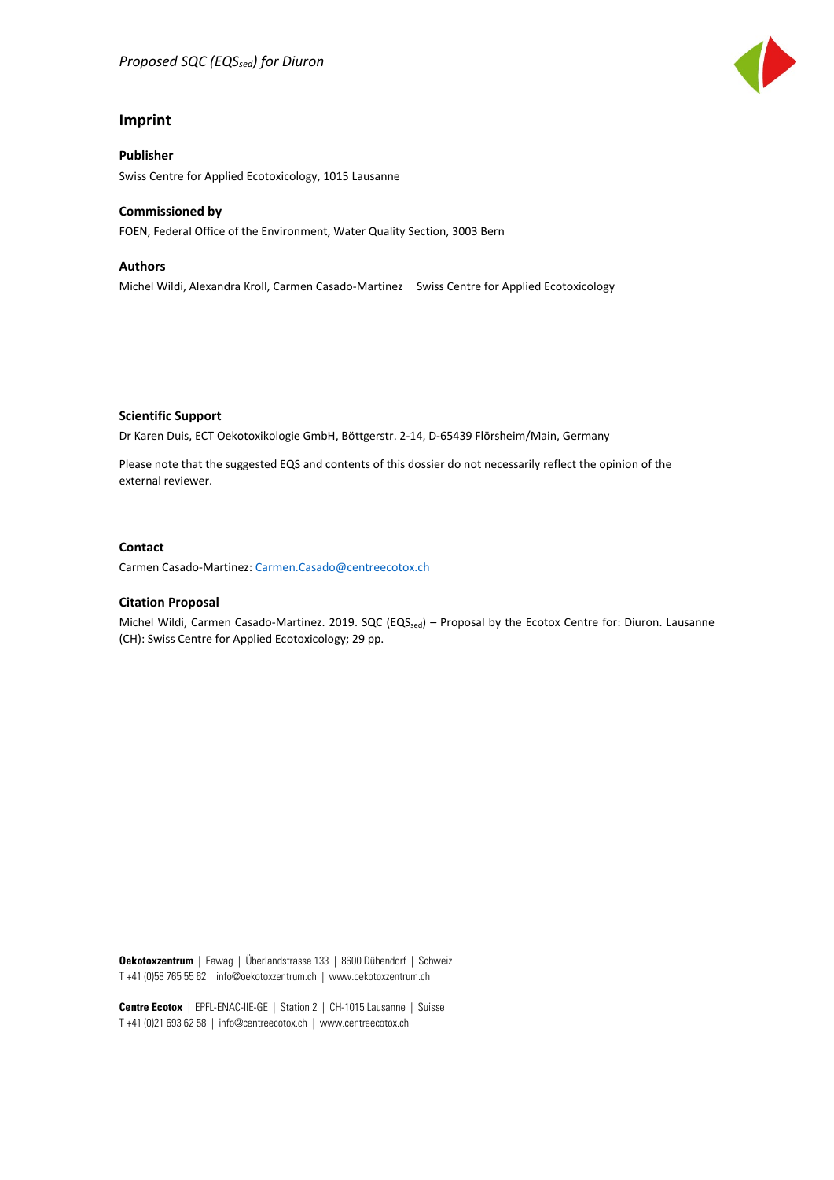## Imprint

**Publisher**

Swiss Centre for Applied Ecotoxicology, 1015 Lausanne

**Commissioned by**

FOEN, Federal Office of the Environment, Water Quality Section, 3003 Bern

**Authors**

Michel Wildi, Alexandra Kroll, Carmen Casado-Martinez Swiss Centre for Applied Ecotoxicology

**Scientific Support**

Dr Karen Duis, ECT Oekotoxikologie GmbH, Böttgerstr. 2-14, D-65439 Flörsheim/Main, Germany

Please note that the suggested EQS and contents of this dossier do not necessarily reflect the opinion of the external reviewer.

**Contact**

Carmen Casado-Martinez: Carmen.Casado@centreecotox.ch

**Citation Proposal**

Michel Wildi, Carmen Casado-Martinez. 2019. SQC ($EQS_{sed}$) – Proposal by the Ecotox Centre for: Diuron. Lausanne (CH): Swiss Centre for Applied Ecotoxicology; 29 pp.

**Oekotoxzentrum** | Eawag | Überlandstrasse 133 | 8600 Dübendorf | Schweiz
T +41 (0)58 765 55 62 info@oekotoxzentrum.ch | www.oekotoxzentrum.ch

**Centre Ecotox** | EPFL-ENAC-IIE-GE | Station 2 | CH-1015 Lausanne | Suisse
T +41 (0)21 693 62 58 | info@centreecotox.ch | www.centreecotox.ch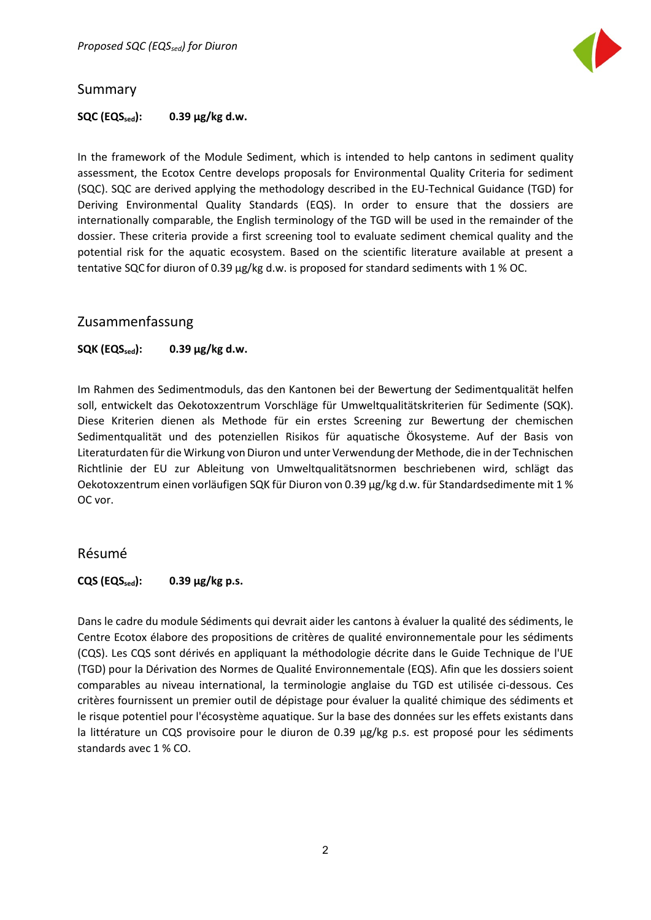## Summary

**SQC ($EQS_{sed}$): 0.39 µg/kg d.w.**

In the framework of the Module Sediment, which is intended to help cantons in sediment quality assessment, the Ecotox Centre develops proposals for Environmental Quality Criteria for sediment (SQC). SQC are derived applying the methodology described in the EU-Technical Guidance (TGD) for Deriving Environmental Quality Standards (EQS). In order to ensure that the dossiers are internationally comparable, the English terminology of the TGD will be used in the remainder of the dossier. These criteria provide a first screening tool to evaluate sediment chemical quality and the potential risk for the aquatic ecosystem. Based on the scientific literature available at present a tentative SQC for diuron of 0.39 µg/kg d.w. is proposed for standard sediments with 1 % OC.

## Zusammenfassung

**SQK ($EQS_{sed}$): 0.39 µg/kg d.w.**

Im Rahmen des Sedimentmoduls, das den Kantonen bei der Bewertung der Sedimentqualität helfen soll, entwickelt das Oekotoxzentrum Vorschläge für Umweltqualitätskriterien für Sedimente (SQK). Diese Kriterien dienen als Methode für ein erstes Screening zur Bewertung der chemischen Sedimentqualität und des potenziellen Risikos für aquatische Ökosysteme. Auf der Basis von Literaturdaten für die Wirkung von Diuron und unter Verwendung der Methode, die in der Technischen Richtlinie der EU zur Ableitung von Umweltqualitätsnormen beschriebenen wird, schlägt das Oekotoxzentrum einen vorläufigen SQK für Diuron von 0.39 µg/kg d.w. für Standardsedimente mit 1 % OC vor.

## Résumé

**CQS ($EQS_{sed}$): 0.39 µg/kg p.s.**

Dans le cadre du module Sédiments qui devrait aider les cantons à évaluer la qualité des sédiments, le Centre Ecotox élabore des propositions de critères de qualité environnementale pour les sédiments (CQS). Les CQS sont dérivés en appliquant la méthodologie décrite dans le Guide Technique de l'UE (TGD) pour la Dérivation des Normes de Qualité Environnementale (EQS). Afin que les dossiers soient comparables au niveau international, la terminologie anglaise du TGD est utilisée ci-dessous. Ces critères fournissent un premier outil de dépistage pour évaluer la qualité chimique des sédiments et le risque potentiel pour l'écosystème aquatique. Sur la base des données sur les effets existants dans la littérature un CQS provisoire pour le diuron de 0.39 µg/kg p.s. est proposé pour les sédiments standards avec 1 % CO.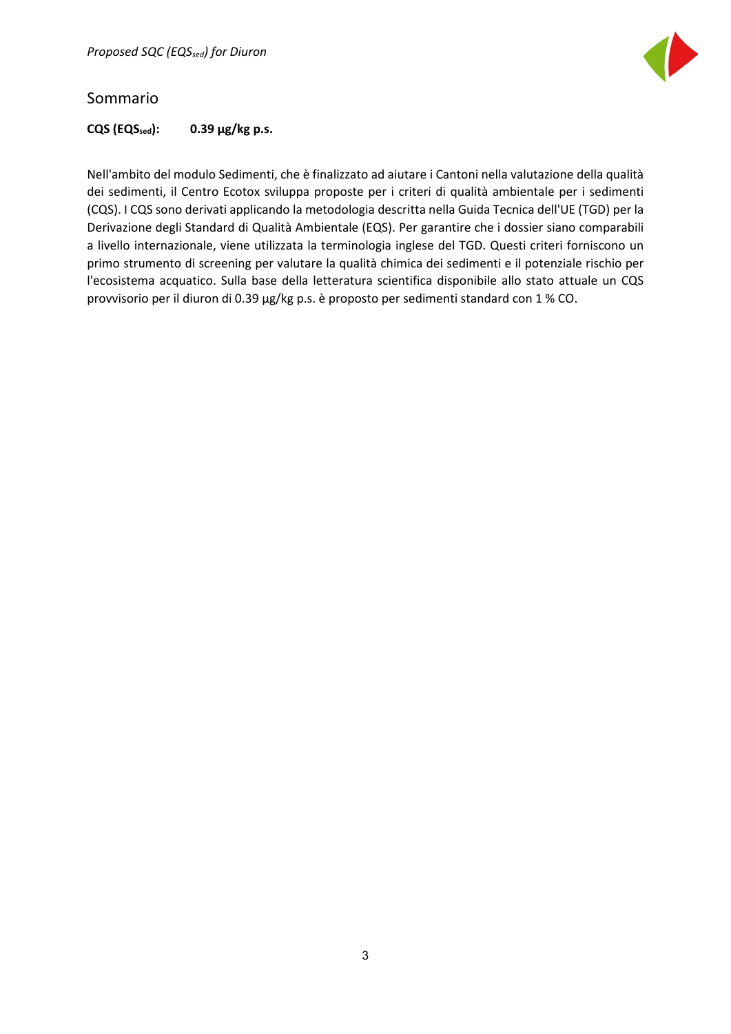## Sommario

**CQS ($EQS_{sed}$): 0.39 µg/kg p.s.**

Nell'ambito del modulo Sedimenti, che è finalizzato ad aiutare i Cantoni nella valutazione della qualità dei sedimenti, il Centro Ecotox sviluppa proposte per i criteri di qualità ambientale per i sedimenti (CQS). I CQS sono derivati applicando la metodologia descritta nella Guida Tecnica dell'UE (TGD) per la Derivazione degli Standard di Qualità Ambientale (EQS). Per garantire che i dossier siano comparabili a livello internazionale, viene utilizzata la terminologia inglese del TGD. Questi criteri forniscono un primo strumento di screening per valutare la qualità chimica dei sedimenti e il potenziale rischio per l'ecosistema acquatico. Sulla base della letteratura scientifica disponibile allo stato attuale un CQS provvisorio per il diuron di 0.39 µg/kg p.s. è proposto per sedimenti standard con 1 % CO.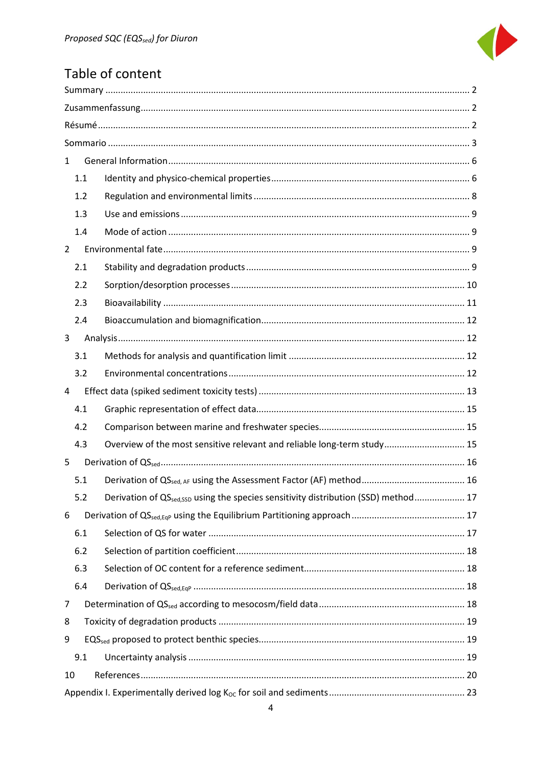# Table of content

Summary ........................................................................................................................................ 2

Zusammenfassung ......................................................................................................................... 2

Résumé .......................................................................................................................................... 2

Sommario ...................................................................................................................................... 3

1 General Information ................................................................................................................. 6

- 1.1 Identity and physico-chemical properties ........................................................................... 6
- 1.2 Regulation and environmental limits .................................................................................. 8
- 1.3 Use and emissions ............................................................................................................. 9
- 1.4 Mode of action ................................................................................................................... 9

2 Environmental fate .................................................................................................................... 9

- 2.1 Stability and degradation products ..................................................................................... 9
- 2.2 Sorption/desorption processes ......................................................................................... 10
- 2.3 Bioavailability ................................................................................................................... 11
- 2.4 Bioaccumulation and biomagnification ............................................................................. 12

3 Analysis ................................................................................................................................... 12

- 3.1 Methods for analysis and quantification limit ................................................................... 12
- 3.2 Environmental concentrations .......................................................................................... 12

4 Effect data (spiked sediment toxicity tests) ............................................................................. 13

- 4.1 Graphic representation of effect data ............................................................................... 15
- 4.2 Comparison between marine and freshwater species ....................................................... 15
- 4.3 Overview of the most sensitive relevant and reliable long-term study ............................. 15

5 Derivation of $QS_{sed}$ ................................................................................................................. 16

- 5.1 Derivation of $QS_{sed,\,AF}$ using the Assessment Factor (AF) method ........................................ 16
- 5.2 Derivation of $QS_{sed,SSD}$ using the species sensitivity distribution (SSD) method ................... 17

6 Derivation of $QS_{sed,EqP}$ using the Equilibrium Partitioning approach ........................................ 17

- 6.1 Selection of QS for water ................................................................................................. 17
- 6.2 Selection of partition coefficient ....................................................................................... 18
- 6.3 Selection of OC content for a reference sediment ............................................................. 18
- 6.4 Derivation of $QS_{sed,EqP}$ ...................................................................................................... 18

7 Determination of $QS_{sed}$ according to mesocosm/field data ......................................................... 18

8 Toxicity of degradation products ............................................................................................ 19

9 $EQS_{sed}$ proposed to protect benthic species ............................................................................. 19

- 9.1 Uncertainty analysis ......................................................................................................... 19

10 References ............................................................................................................................. 20

Appendix I. Experimentally derived log $K_{OC}$ for soil and sediments ............................................ 23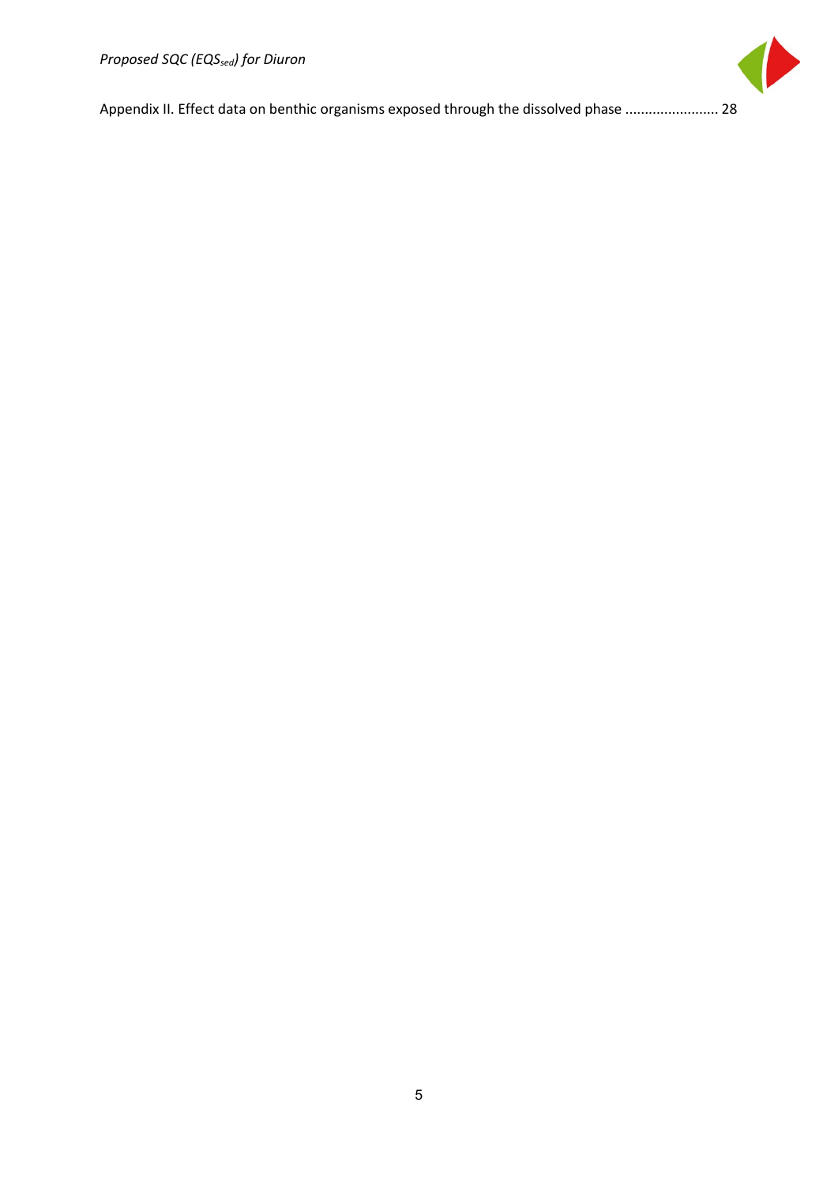Appendix II. Effect data on benthic organisms exposed through the dissolved phase ........................ 28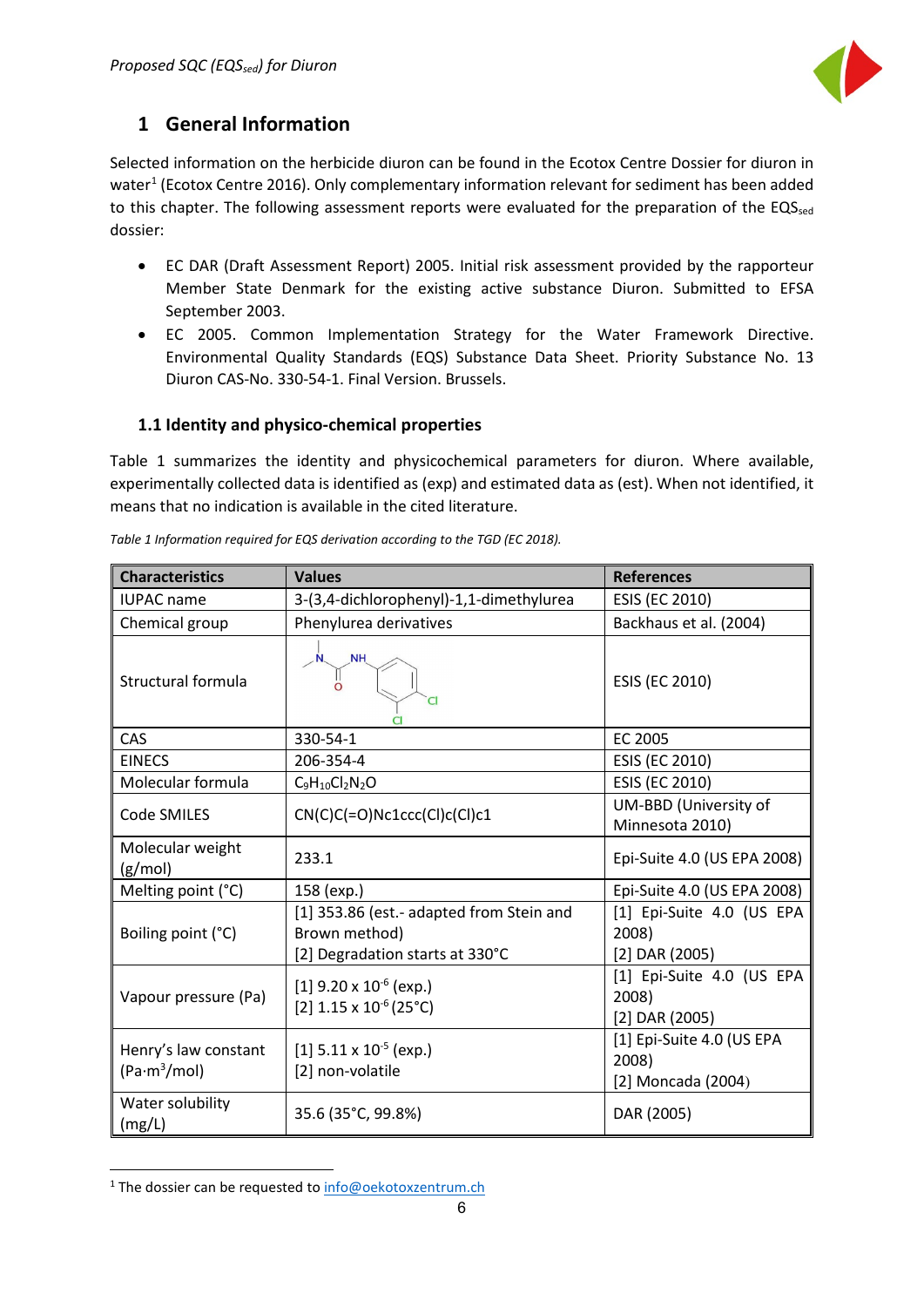# 1 General Information

Selected information on the herbicide diuron can be found in the Ecotox Centre Dossier for diuron in water[1] (Ecotox Centre 2016). Only complementary information relevant for sediment has been added to this chapter. The following assessment reports were evaluated for the preparation of the $EQS_{sed}$ dossier:

- EC DAR (Draft Assessment Report) 2005. Initial risk assessment provided by the rapporteur Member State Denmark for the existing active substance Diuron. Submitted to EFSA September 2003.
- EC 2005. Common Implementation Strategy for the Water Framework Directive. Environmental Quality Standards (EQS) Substance Data Sheet. Priority Substance No. 13 Diuron CAS-No. 330-54-1. Final Version. Brussels.

## 1.1 Identity and physico-chemical properties

Table 1 summarizes the identity and physicochemical parameters for diuron. Where available, experimentally collected data is identified as (exp) and estimated data as (est). When not identified, it means that no indication is available in the cited literature.

*Table 1 Information required for EQS derivation according to the TGD (EC 2018).*

| Characteristics | Values | References |
|---|---|---|
| IUPAC name | 3-(3,4-dichlorophenyl)-1,1-dimethylurea | ESIS (EC 2010) |
| Chemical group | Phenylurea derivatives | Backhaus et al. (2004) |
| Structural formula | | ESIS (EC 2010) |
| CAS | 330-54-1 | EC 2005 |
| EINECS | 206-354-4 | ESIS (EC 2010) |
| Molecular formula | $C_9H_{10}Cl_2N_2O$ | ESIS (EC 2010) |
| Code SMILES | CN(C)C(=O)Nc1ccc(Cl)c(Cl)c1 | UM-BBD (University of Minnesota 2010) |
| Molecular weight (g/mol) | 233.1 | Epi-Suite 4.0 (US EPA 2008) |
| Melting point (°C) | 158 (exp.) | Epi-Suite 4.0 (US EPA 2008) |
| Boiling point (°C) | [1] 353.86 (est.- adapted from Stein and Brown method)<br>[2] Degradation starts at 330°C | [1] Epi-Suite 4.0 (US EPA 2008)<br>[2] DAR (2005) |
| Vapour pressure (Pa) | [1] $9.20 \times 10^{-6}$ (exp.)<br>[2] $1.15 \times 10^{-6}$ (25°C) | [1] Epi-Suite 4.0 (US EPA 2008)<br>[2] DAR (2005) |
| Henry's law constant (Pa·m³/mol) | [1] $5.11 \times 10^{-5}$ (exp.)<br>[2] non-volatile | [1] Epi-Suite 4.0 (US EPA 2008)<br>[2] Moncada (2004) |
| Water solubility (mg/L) | 35.6 (35°C, 99.8%) | DAR (2005) |

[1] The dossier can be requested to info@oekotoxzentrum.ch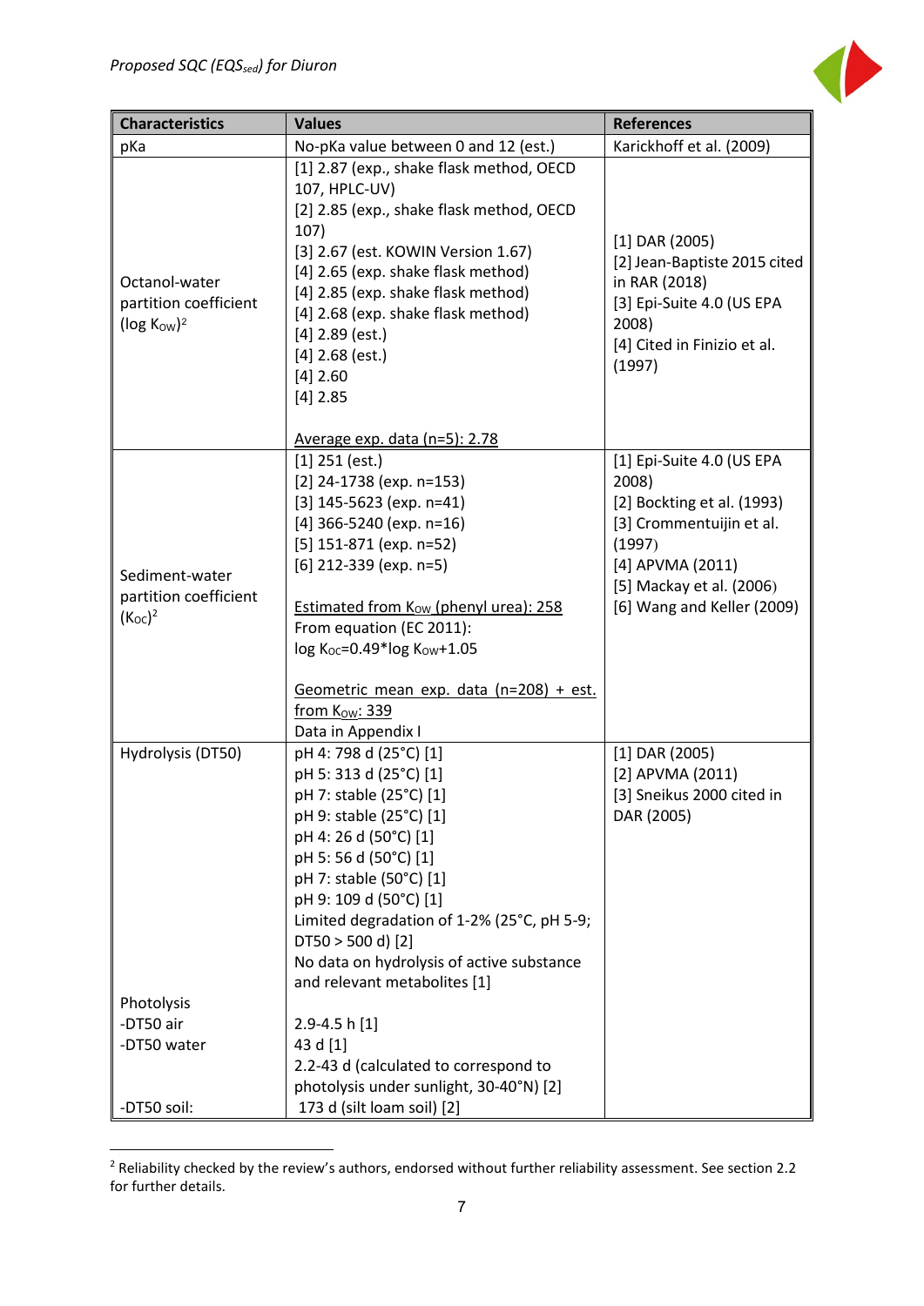| Characteristics | Values | References |
| --- | --- | --- |
| pKa | No-pKa value between 0 and 12 (est.) | Karickhoff et al. (2009) |
| Octanol-water partition coefficient (log $K_{OW}$)[2] | [1] 2.87 (exp., shake flask method, OECD 107, HPLC-UV)<br>[2] 2.85 (exp., shake flask method, OECD 107)<br>[3] 2.67 (est. KOWIN Version 1.67)<br>[4] 2.65 (exp. shake flask method)<br>[4] 2.85 (exp. shake flask method)<br>[4] 2.68 (exp. shake flask method)<br>[4] 2.89 (est.)<br>[4] 2.68 (est.)<br>[4] 2.60<br>[4] 2.85<br><br>Average exp. data (n=5): 2.78 | [1] DAR (2005)<br>[2] Jean-Baptiste 2015 cited in RAR (2018)<br>[3] Epi-Suite 4.0 (US EPA 2008)<br>[4] Cited in Finizio et al. (1997) |
| Sediment-water partition coefficient ($K_{OC}$)[2] | [1] 251 (est.)<br>[2] 24-1738 (exp. n=153)<br>[3] 145-5623 (exp. n=41)<br>[4] 366-5240 (exp. n=16)<br>[5] 151-871 (exp. n=52)<br>[6] 212-339 (exp. n=5)<br><br>Estimated from $K_{OW}$ (phenyl urea): 258<br>From equation (EC 2011):<br>$\log K_{OC}=0.49*\log K_{OW}+1.05$<br><br>Geometric mean exp. data (n=208) + est. from $K_{OW}$: 339<br>Data in Appendix I | [1] Epi-Suite 4.0 (US EPA 2008)<br>[2] Bockting et al. (1993)<br>[3] Crommentuijin et al. (1997)<br>[4] APVMA (2011)<br>[5] Mackay et al. (2006)<br>[6] Wang and Keller (2009) |
| Hydrolysis (DT50)<br><br><br><br><br><br><br><br><br><br><br><br>Photolysis<br>-DT50 air<br>-DT50 water<br><br><br>-DT50 soil: | pH 4: 798 d (25°C) [1]<br>pH 5: 313 d (25°C) [1]<br>pH 7: stable (25°C) [1]<br>pH 9: stable (25°C) [1]<br>pH 4: 26 d (50°C) [1]<br>pH 5: 56 d (50°C) [1]<br>pH 7: stable (50°C) [1]<br>pH 9: 109 d (50°C) [1]<br>Limited degradation of 1-2% (25°C, pH 5-9; DT50 > 500 d) [2]<br>No data on hydrolysis of active substance and relevant metabolites [1]<br><br>2.9-4.5 h [1]<br>43 d [1]<br>2.2-43 d (calculated to correspond to photolysis under sunlight, 30-40°N) [2]<br>173 d (silt loam soil) [2] | [1] DAR (2005)<br>[2] APVMA (2011)<br>[3] Sneikus 2000 cited in DAR (2005) |

[2] Reliability checked by the review's authors, endorsed without further reliability assessment. See section 2.2 for further details.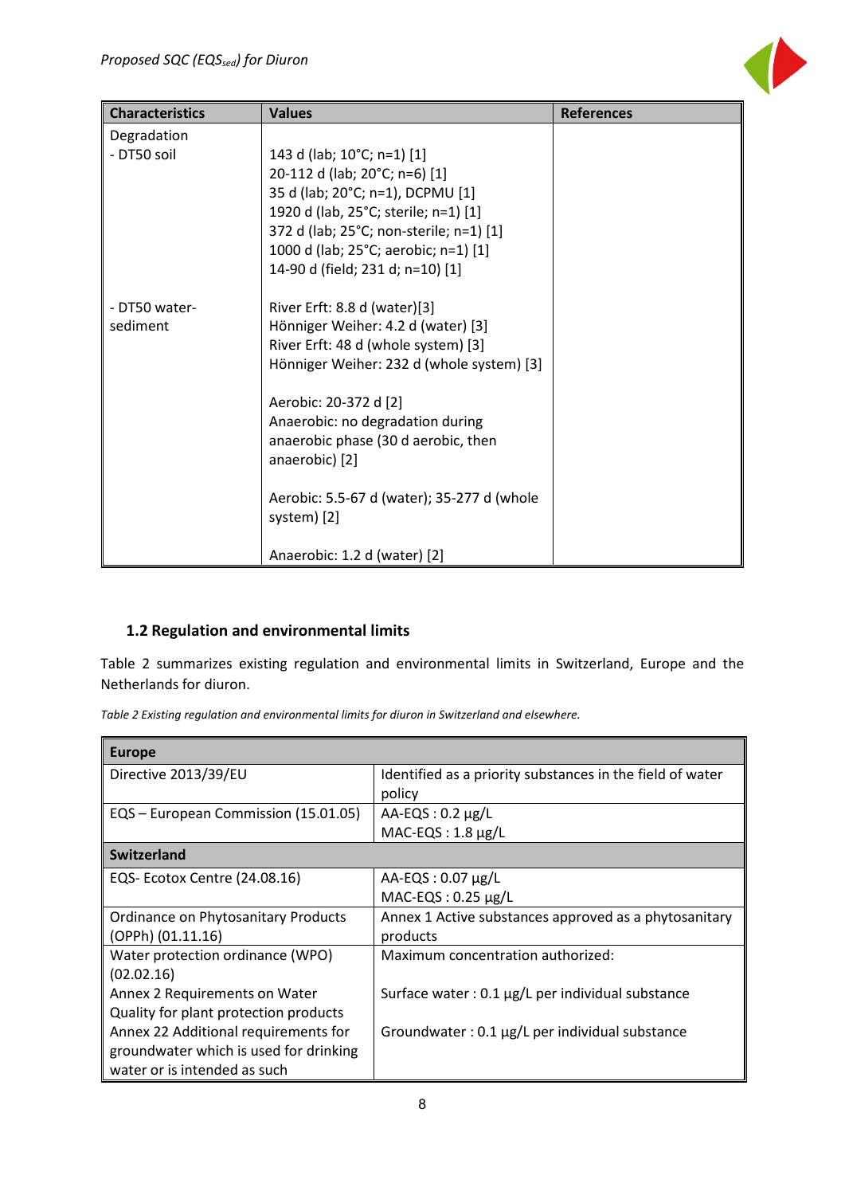| Characteristics | Values | References |
|---|---|---|
| Degradation<br>- DT50 soil | 143 d (lab; 10°C; n=1) [1]<br>20-112 d (lab; 20°C; n=6) [1]<br>35 d (lab; 20°C; n=1), DCPMU [1]<br>1920 d (lab, 25°C; sterile; n=1) [1]<br>372 d (lab; 25°C; non-sterile; n=1) [1]<br>1000 d (lab; 25°C; aerobic; n=1) [1]<br>14-90 d (field; 231 d; n=10) [1] | |
| - DT50 water-sediment | River Erft: 8.8 d (water)[3]<br>Hönniger Weiher: 4.2 d (water) [3]<br>River Erft: 48 d (whole system) [3]<br>Hönniger Weiher: 232 d (whole system) [3]<br><br>Aerobic: 20-372 d [2]<br>Anaerobic: no degradation during anaerobic phase (30 d aerobic, then anaerobic) [2]<br><br>Aerobic: 5.5-67 d (water); 35-277 d (whole system) [2]<br><br>Anaerobic: 1.2 d (water) [2] | |

## 1.2 Regulation and environmental limits

Table 2 summarizes existing regulation and environmental limits in Switzerland, Europe and the Netherlands for diuron.

*Table 2 Existing regulation and environmental limits for diuron in Switzerland and elsewhere.*

| **Europe** | |
|---|---|
| Directive 2013/39/EU | Identified as a priority substances in the field of water policy |
| EQS – European Commission (15.01.05) | AA-EQS : 0.2 µg/L<br>MAC-EQS : 1.8 µg/L |
| **Switzerland** | |
| EQS- Ecotox Centre (24.08.16) | AA-EQS : 0.07 µg/L<br>MAC-EQS : 0.25 µg/L |
| Ordinance on Phytosanitary Products (OPPh) (01.11.16) | Annex 1 Active substances approved as a phytosanitary products |
| Water protection ordinance (WPO) (02.02.16)<br>Annex 2 Requirements on Water Quality for plant protection products<br>Annex 22 Additional requirements for groundwater which is used for drinking water or is intended as such | Maximum concentration authorized:<br><br>Surface water : 0.1 µg/L per individual substance<br><br>Groundwater : 0.1 µg/L per individual substance |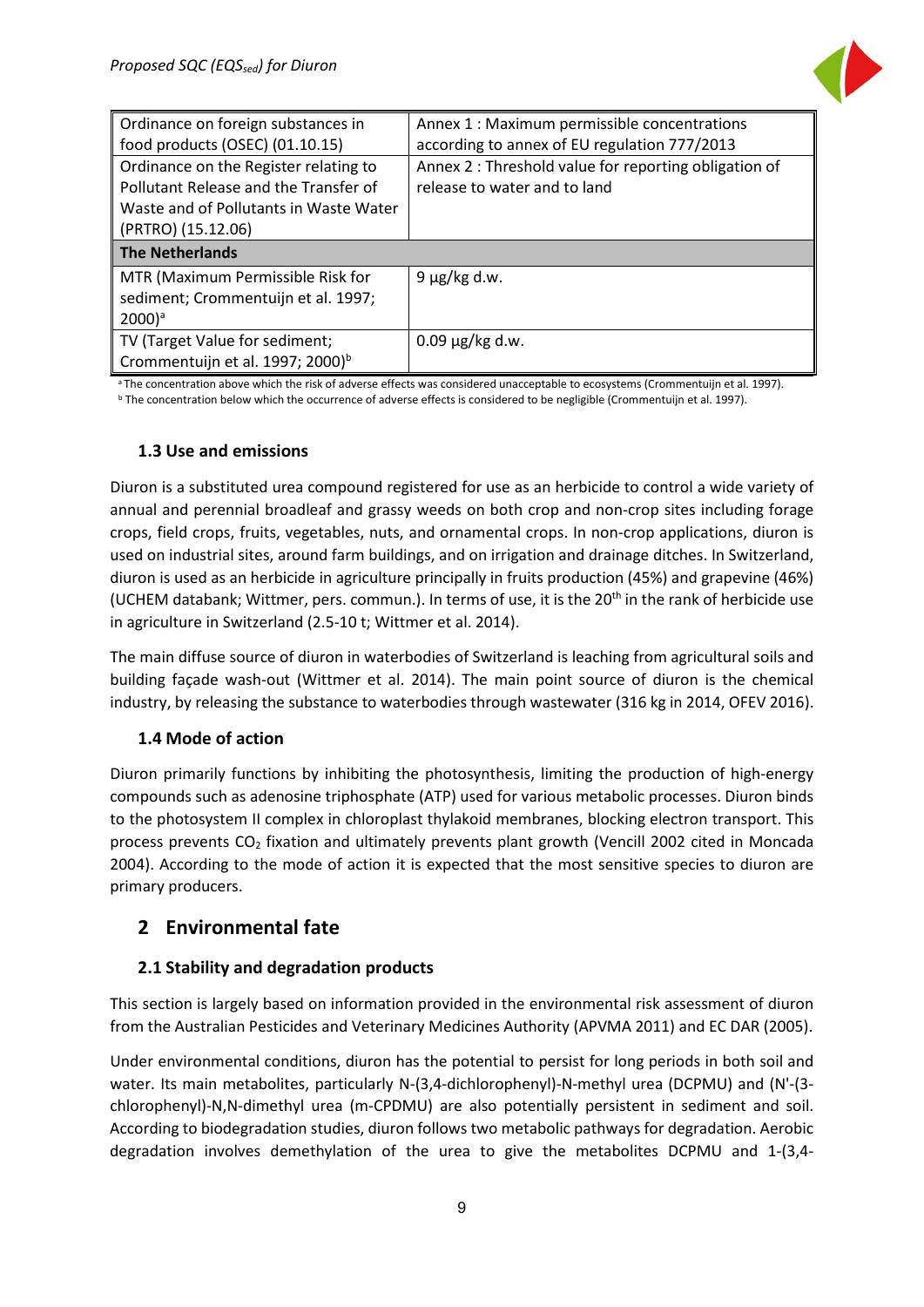| | |
|---|---|
| Ordinance on foreign substances in food products (OSEC) (01.10.15) | Annex 1 : Maximum permissible concentrations according to annex of EU regulation 777/2013 |
| Ordinance on the Register relating to Pollutant Release and the Transfer of Waste and of Pollutants in Waste Water (PRTRO) (15.12.06) | Annex 2 : Threshold value for reporting obligation of release to water and to land |
| **The Netherlands** | |
| MTR (Maximum Permissible Risk for sediment; Crommentuijn et al. 1997; 2000)[a] | 9 µg/kg d.w. |
| TV (Target Value for sediment; Crommentuijn et al. 1997; 2000)[b] | 0.09 µg/kg d.w. |

[a] The concentration above which the risk of adverse effects was considered unacceptable to ecosystems (Crommentuijn et al. 1997).
[b] The concentration below which the occurrence of adverse effects is considered to be negligible (Crommentuijn et al. 1997).

### 1.3 Use and emissions

Diuron is a substituted urea compound registered for use as an herbicide to control a wide variety of annual and perennial broadleaf and grassy weeds on both crop and non-crop sites including forage crops, field crops, fruits, vegetables, nuts, and ornamental crops. In non-crop applications, diuron is used on industrial sites, around farm buildings, and on irrigation and drainage ditches. In Switzerland, diuron is used as an herbicide in agriculture principally in fruits production (45%) and grapevine (46%) (UCHEM databank; Wittmer, pers. commun.). In terms of use, it is the 20th in the rank of herbicide use in agriculture in Switzerland (2.5-10 t; Wittmer et al. 2014).

The main diffuse source of diuron in waterbodies of Switzerland is leaching from agricultural soils and building façade wash-out (Wittmer et al. 2014). The main point source of diuron is the chemical industry, by releasing the substance to waterbodies through wastewater (316 kg in 2014, OFEV 2016).

### 1.4 Mode of action

Diuron primarily functions by inhibiting the photosynthesis, limiting the production of high-energy compounds such as adenosine triphosphate (ATP) used for various metabolic processes. Diuron binds to the photosystem II complex in chloroplast thylakoid membranes, blocking electron transport. This process prevents $CO_2$ fixation and ultimately prevents plant growth (Vencill 2002 cited in Moncada 2004). According to the mode of action it is expected that the most sensitive species to diuron are primary producers.

## 2 Environmental fate

### 2.1 Stability and degradation products

This section is largely based on information provided in the environmental risk assessment of diuron from the Australian Pesticides and Veterinary Medicines Authority (APVMA 2011) and EC DAR (2005).

Under environmental conditions, diuron has the potential to persist for long periods in both soil and water. Its main metabolites, particularly N-(3,4-dichlorophenyl)-N-methyl urea (DCPMU) and (N'-(3-chlorophenyl)-N,N-dimethyl urea (m-CPDMU) are also potentially persistent in sediment and soil. According to biodegradation studies, diuron follows two metabolic pathways for degradation. Aerobic degradation involves demethylation of the urea to give the metabolites DCPMU and 1-(3,4-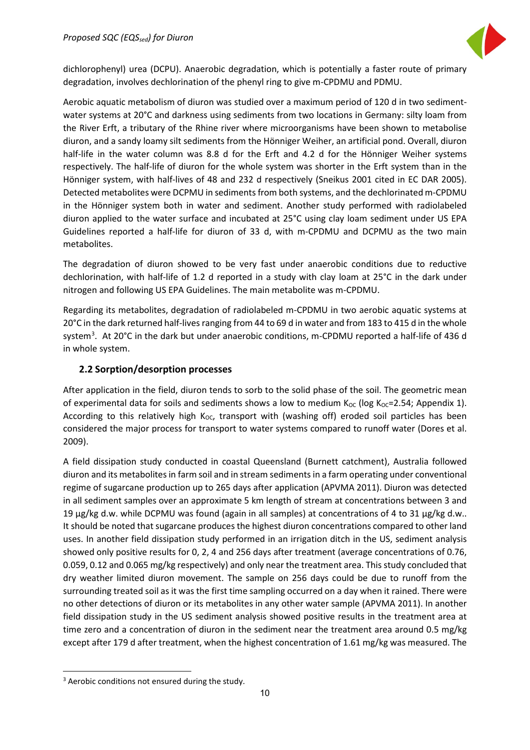dichlorophenyl) urea (DCPU). Anaerobic degradation, which is potentially a faster route of primary degradation, involves dechlorination of the phenyl ring to give m-CPDMU and PDMU.

Aerobic aquatic metabolism of diuron was studied over a maximum period of 120 d in two sediment-water systems at 20°C and darkness using sediments from two locations in Germany: silty loam from the River Erft, a tributary of the Rhine river where microorganisms have been shown to metabolise diuron, and a sandy loamy silt sediments from the Hönniger Weiher, an artificial pond. Overall, diuron half-life in the water column was 8.8 d for the Erft and 4.2 d for the Hönniger Weiher systems respectively. The half-life of diuron for the whole system was shorter in the Erft system than in the Hönniger system, with half-lives of 48 and 232 d respectively (Sneikus 2001 cited in EC DAR 2005). Detected metabolites were DCPMU in sediments from both systems, and the dechlorinated m-CPDMU in the Hönniger system both in water and sediment. Another study performed with radiolabeled diuron applied to the water surface and incubated at 25°C using clay loam sediment under US EPA Guidelines reported a half-life for diuron of 33 d, with m-CPDMU and DCPMU as the two main metabolites.

The degradation of diuron showed to be very fast under anaerobic conditions due to reductive dechlorination, with half-life of 1.2 d reported in a study with clay loam at 25°C in the dark under nitrogen and following US EPA Guidelines. The main metabolite was m-CPDMU.

Regarding its metabolites, degradation of radiolabeled m-CPDMU in two aerobic aquatic systems at 20°C in the dark returned half-lives ranging from 44 to 69 d in water and from 183 to 415 d in the whole system[3]. At 20°C in the dark but under anaerobic conditions, m-CPDMU reported a half-life of 436 d in whole system.

## 2.2 Sorption/desorption processes

After application in the field, diuron tends to sorb to the solid phase of the soil. The geometric mean of experimental data for soils and sediments shows a low to medium $K_{OC}$ (log $K_{OC}$=2.54; Appendix 1). According to this relatively high $K_{OC}$, transport with (washing off) eroded soil particles has been considered the major process for transport to water systems compared to runoff water (Dores et al. 2009).

A field dissipation study conducted in coastal Queensland (Burnett catchment), Australia followed diuron and its metabolites in farm soil and in stream sediments in a farm operating under conventional regime of sugarcane production up to 265 days after application (APVMA 2011). Diuron was detected in all sediment samples over an approximate 5 km length of stream at concentrations between 3 and 19 µg/kg d.w. while DCPMU was found (again in all samples) at concentrations of 4 to 31 µg/kg d.w.. It should be noted that sugarcane produces the highest diuron concentrations compared to other land uses. In another field dissipation study performed in an irrigation ditch in the US, sediment analysis showed only positive results for 0, 2, 4 and 256 days after treatment (average concentrations of 0.76, 0.059, 0.12 and 0.065 mg/kg respectively) and only near the treatment area. This study concluded that dry weather limited diuron movement. The sample on 256 days could be due to runoff from the surrounding treated soil as it was the first time sampling occurred on a day when it rained. There were no other detections of diuron or its metabolites in any other water sample (APVMA 2011). In another field dissipation study in the US sediment analysis showed positive results in the treatment area at time zero and a concentration of diuron in the sediment near the treatment area around 0.5 mg/kg except after 179 d after treatment, when the highest concentration of 1.61 mg/kg was measured. The

[3] Aerobic conditions not ensured during the study.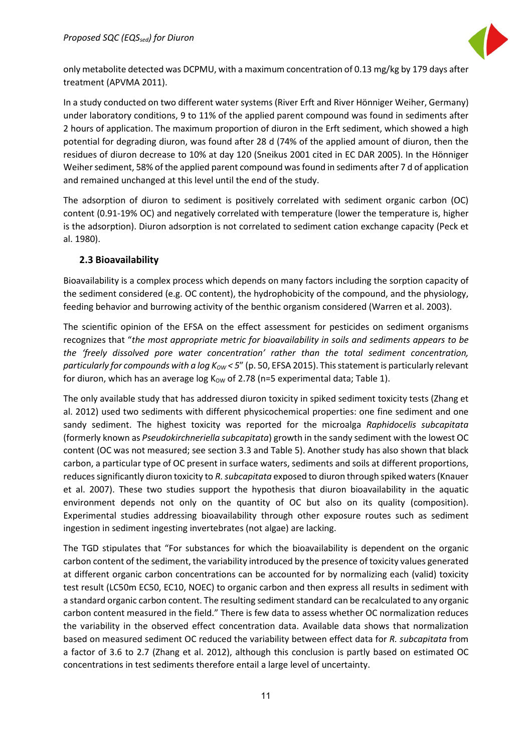only metabolite detected was DCPMU, with a maximum concentration of 0.13 mg/kg by 179 days after treatment (APVMA 2011).

In a study conducted on two different water systems (River Erft and River Hönniger Weiher, Germany) under laboratory conditions, 9 to 11% of the applied parent compound was found in sediments after 2 hours of application. The maximum proportion of diuron in the Erft sediment, which showed a high potential for degrading diuron, was found after 28 d (74% of the applied amount of diuron, then the residues of diuron decrease to 10% at day 120 (Sneikus 2001 cited in EC DAR 2005). In the Hönniger Weiher sediment, 58% of the applied parent compound was found in sediments after 7 d of application and remained unchanged at this level until the end of the study.

The adsorption of diuron to sediment is positively correlated with sediment organic carbon (OC) content (0.91-19% OC) and negatively correlated with temperature (lower the temperature is, higher is the adsorption). Diuron adsorption is not correlated to sediment cation exchange capacity (Peck et al. 1980).

## 2.3 Bioavailability

Bioavailability is a complex process which depends on many factors including the sorption capacity of the sediment considered (e.g. OC content), the hydrophobicity of the compound, and the physiology, feeding behavior and burrowing activity of the benthic organism considered (Warren et al. 2003).

The scientific opinion of the EFSA on the effect assessment for pesticides on sediment organisms recognizes that "*the most appropriate metric for bioavailability in soils and sediments appears to be the 'freely dissolved pore water concentration' rather than the total sediment concentration, particularly for compounds with a log $K_{OW}$ < 5*" (p. 50, EFSA 2015). This statement is particularly relevant for diuron, which has an average log $K_{OW}$ of 2.78 (n=5 experimental data; Table 1).

The only available study that has addressed diuron toxicity in spiked sediment toxicity tests (Zhang et al. 2012) used two sediments with different physicochemical properties: one fine sediment and one sandy sediment. The highest toxicity was reported for the microalga *Raphidocelis subcapitata* (formerly known as *Pseudokirchneriella subcapitata*) growth in the sandy sediment with the lowest OC content (OC was not measured; see section 3.3 and Table 5). Another study has also shown that black carbon, a particular type of OC present in surface waters, sediments and soils at different proportions, reduces significantly diuron toxicity to *R. subcapitata* exposed to diuron through spiked waters (Knauer et al. 2007). These two studies support the hypothesis that diuron bioavailability in the aquatic environment depends not only on the quantity of OC but also on its quality (composition). Experimental studies addressing bioavailability through other exposure routes such as sediment ingestion in sediment ingesting invertebrates (not algae) are lacking.

The TGD stipulates that "For substances for which the bioavailability is dependent on the organic carbon content of the sediment, the variability introduced by the presence of toxicity values generated at different organic carbon concentrations can be accounted for by normalizing each (valid) toxicity test result (LC50m EC50, EC10, NOEC) to organic carbon and then express all results in sediment with a standard organic carbon content. The resulting sediment standard can be recalculated to any organic carbon content measured in the field." There is few data to assess whether OC normalization reduces the variability in the observed effect concentration data. Available data shows that normalization based on measured sediment OC reduced the variability between effect data for *R. subcapitata* from a factor of 3.6 to 2.7 (Zhang et al. 2012), although this conclusion is partly based on estimated OC concentrations in test sediments therefore entail a large level of uncertainty.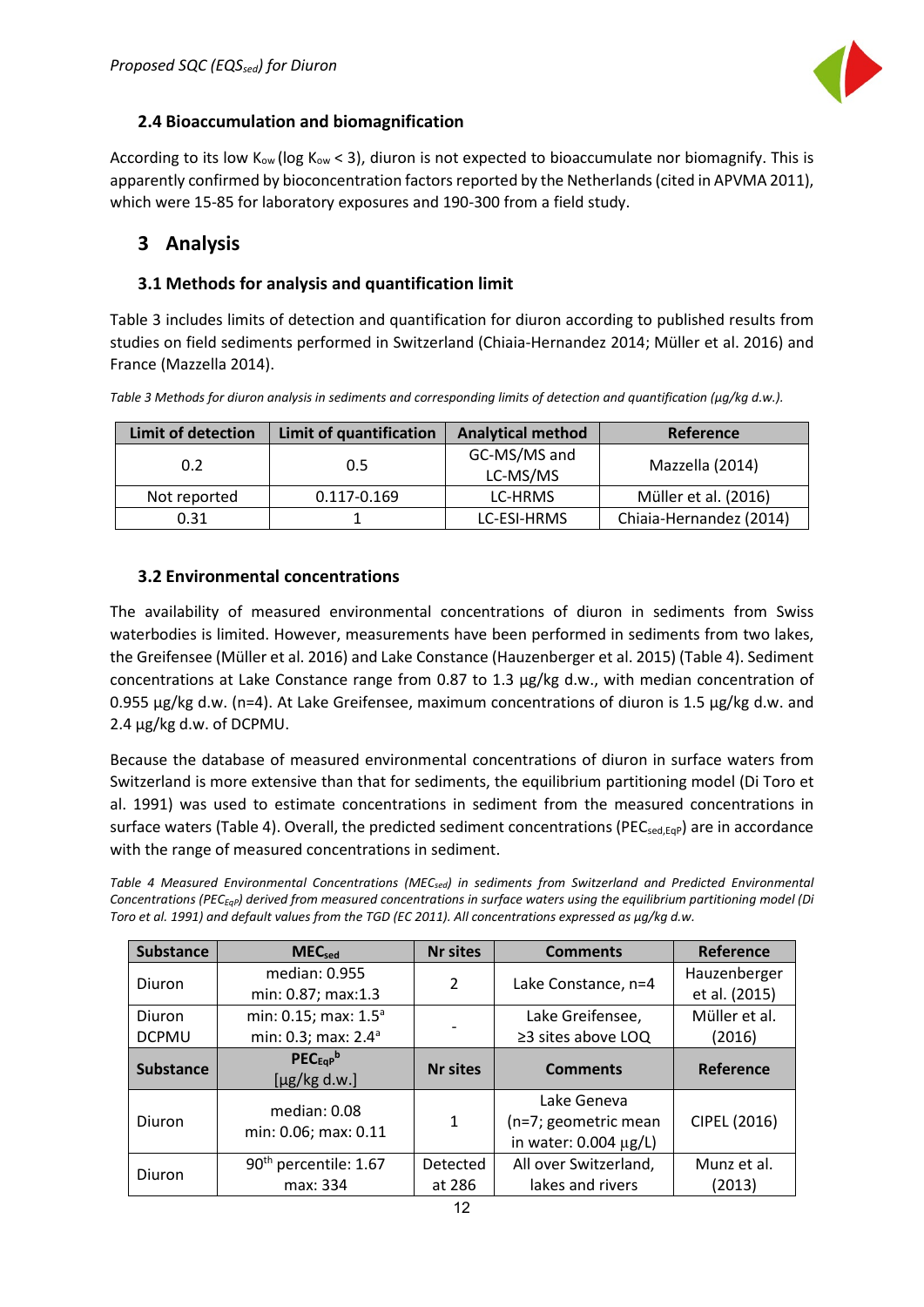### 2.4 Bioaccumulation and biomagnification

According to its low $K_{ow}$ (log $K_{ow}$ < 3), diuron is not expected to bioaccumulate nor biomagnify. This is apparently confirmed by bioconcentration factors reported by the Netherlands (cited in APVMA 2011), which were 15-85 for laboratory exposures and 190-300 from a field study.

## 3 Analysis

### 3.1 Methods for analysis and quantification limit

Table 3 includes limits of detection and quantification for diuron according to published results from studies on field sediments performed in Switzerland (Chiaia-Hernandez 2014; Müller et al. 2016) and France (Mazzella 2014).

*Table 3 Methods for diuron analysis in sediments and corresponding limits of detection and quantification (µg/kg d.w.).*

| Limit of detection | Limit of quantification | Analytical method | Reference |
|---|---|---|---|
| 0.2 | 0.5 | GC-MS/MS and LC-MS/MS | Mazzella (2014) |
| Not reported | 0.117-0.169 | LC-HRMS | Müller et al. (2016) |
| 0.31 | 1 | LC-ESI-HRMS | Chiaia-Hernandez (2014) |

### 3.2 Environmental concentrations

The availability of measured environmental concentrations of diuron in sediments from Swiss waterbodies is limited. However, measurements have been performed in sediments from two lakes, the Greifensee (Müller et al. 2016) and Lake Constance (Hauzenberger et al. 2015) (Table 4). Sediment concentrations at Lake Constance range from 0.87 to 1.3 µg/kg d.w., with median concentration of 0.955 µg/kg d.w. (n=4). At Lake Greifensee, maximum concentrations of diuron is 1.5 µg/kg d.w. and 2.4 µg/kg d.w. of DCPMU.

Because the database of measured environmental concentrations of diuron in surface waters from Switzerland is more extensive than that for sediments, the equilibrium partitioning model (Di Toro et al. 1991) was used to estimate concentrations in sediment from the measured concentrations in surface waters (Table 4). Overall, the predicted sediment concentrations ($PEC_{sed,EqP}$) are in accordance with the range of measured concentrations in sediment.

*Table 4 Measured Environmental Concentrations ($MEC_{sed}$) in sediments from Switzerland and Predicted Environmental Concentrations ($PEC_{EqP}$) derived from measured concentrations in surface waters using the equilibrium partitioning model (Di Toro et al. 1991) and default values from the TGD (EC 2011). All concentrations expressed as µg/kg d.w.*

| Substance | $MEC_{sed}$ | Nr sites | Comments | Reference |
|---|---|---|---|---|
| Diuron | median: 0.955 min: 0.87; max:1.3 | 2 | Lake Constance, n=4 | Hauzenberger et al. (2015) |
| Diuron DCPMU | min: 0.15; max: 1.5[a] min: 0.3; max: 2.4[a] | - | Lake Greifensee, ≥3 sites above LOQ | Müller et al. (2016) |
| **Substance** | **$PEC_{EqP}$[b] [µg/kg d.w.]** | **Nr sites** | **Comments** | **Reference** |
| Diuron | median: 0.08 min: 0.06; max: 0.11 | 1 | Lake Geneva (n=7; geometric mean in water: 0.004 µg/L) | CIPEL (2016) |
| Diuron | 90[th] percentile: 1.67 max: 334 | Detected at 286 | All over Switzerland, lakes and rivers | Munz et al. (2013) |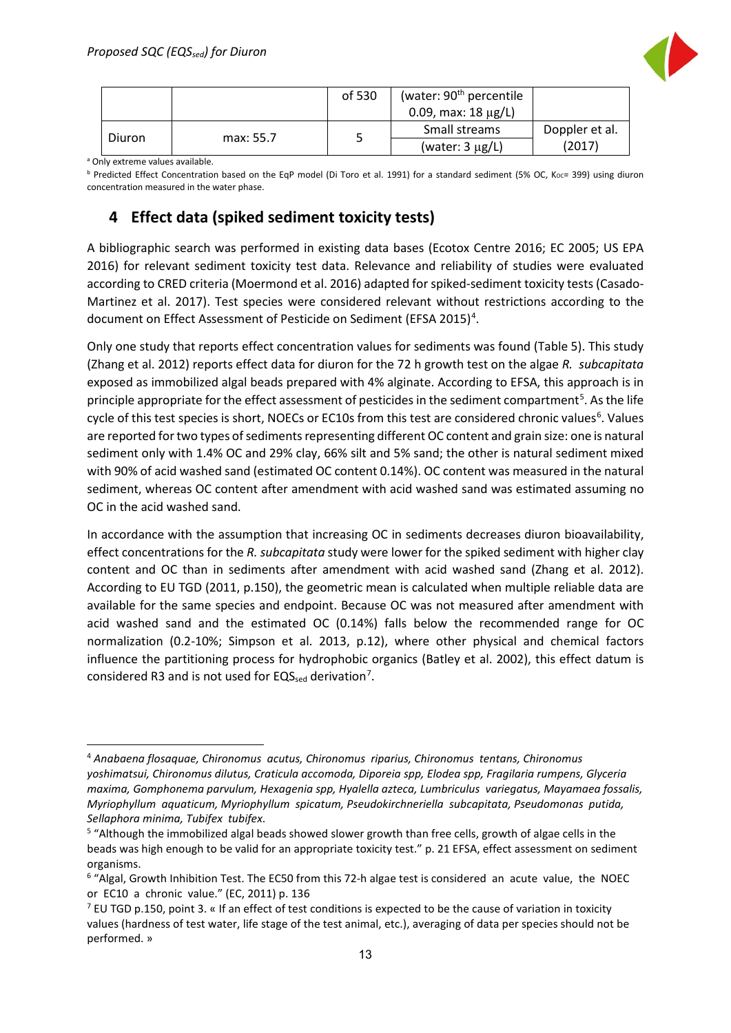|  |  | of 530 | (water: 90[th] percentile 0.09, max: 18 μg/L) |  |
| --- | --- | --- | --- | --- |
| Diuron | max: 55.7 | 5 | Small streams (water: 3 μg/L) | Doppler et al. (2017) |

[a] Only extreme values available.

[b] Predicted Effect Concentration based on the EqP model (Di Toro et al. 1991) for a standard sediment (5% OC, $K_{OC}$= 399) using diuron concentration measured in the water phase.

# 4 Effect data (spiked sediment toxicity tests)

A bibliographic search was performed in existing data bases (Ecotox Centre 2016; EC 2005; US EPA 2016) for relevant sediment toxicity test data. Relevance and reliability of studies were evaluated according to CRED criteria (Moermond et al. 2016) adapted for spiked-sediment toxicity tests (Casado-Martinez et al. 2017). Test species were considered relevant without restrictions according to the document on Effect Assessment of Pesticide on Sediment (EFSA 2015)[4].

Only one study that reports effect concentration values for sediments was found (Table 5). This study (Zhang et al. 2012) reports effect data for diuron for the 72 h growth test on the algae *R. subcapitata* exposed as immobilized algal beads prepared with 4% alginate. According to EFSA, this approach is in principle appropriate for the effect assessment of pesticides in the sediment compartment[5]. As the life cycle of this test species is short, NOECs or EC10s from this test are considered chronic values[6]. Values are reported for two types of sediments representing different OC content and grain size: one is natural sediment only with 1.4% OC and 29% clay, 66% silt and 5% sand; the other is natural sediment mixed with 90% of acid washed sand (estimated OC content 0.14%). OC content was measured in the natural sediment, whereas OC content after amendment with acid washed sand was estimated assuming no OC in the acid washed sand.

In accordance with the assumption that increasing OC in sediments decreases diuron bioavailability, effect concentrations for the *R. subcapitata* study were lower for the spiked sediment with higher clay content and OC than in sediments after amendment with acid washed sand (Zhang et al. 2012). According to EU TGD (2011, p.150), the geometric mean is calculated when multiple reliable data are available for the same species and endpoint. Because OC was not measured after amendment with acid washed sand and the estimated OC (0.14%) falls below the recommended range for OC normalization (0.2-10%; Simpson et al. 2013, p.12), where other physical and chemical factors influence the partitioning process for hydrophobic organics (Batley et al. 2002), this effect datum is considered R3 and is not used for $EQS_{sed}$ derivation[7].

[4] *Anabaena flosaquae, Chironomus acutus, Chironomus riparius, Chironomus tentans, Chironomus yoshimatsui, Chironomus dilutus, Craticula accomoda, Diporeia spp, Elodea spp, Fragilaria rumpens, Glyceria maxima, Gomphonema parvulum, Hexagenia spp, Hyalella azteca, Lumbriculus variegatus, Mayamaea fossalis, Myriophyllum aquaticum, Myriophyllum spicatum, Pseudokirchneriella subcapitata, Pseudomonas putida, Sellaphora minima, Tubifex tubifex*.

[5] "Although the immobilized algal beads showed slower growth than free cells, growth of algae cells in the beads was high enough to be valid for an appropriate toxicity test." p. 21 EFSA, effect assessment on sediment organisms.

[6] "Algal, Growth Inhibition Test. The EC50 from this 72-h algae test is considered an acute value, the NOEC or EC10 a chronic value." (EC, 2011) p. 136

[7] EU TGD p.150, point 3. « If an effect of test conditions is expected to be the cause of variation in toxicity values (hardness of test water, life stage of the test animal, etc.), averaging of data per species should not be performed. »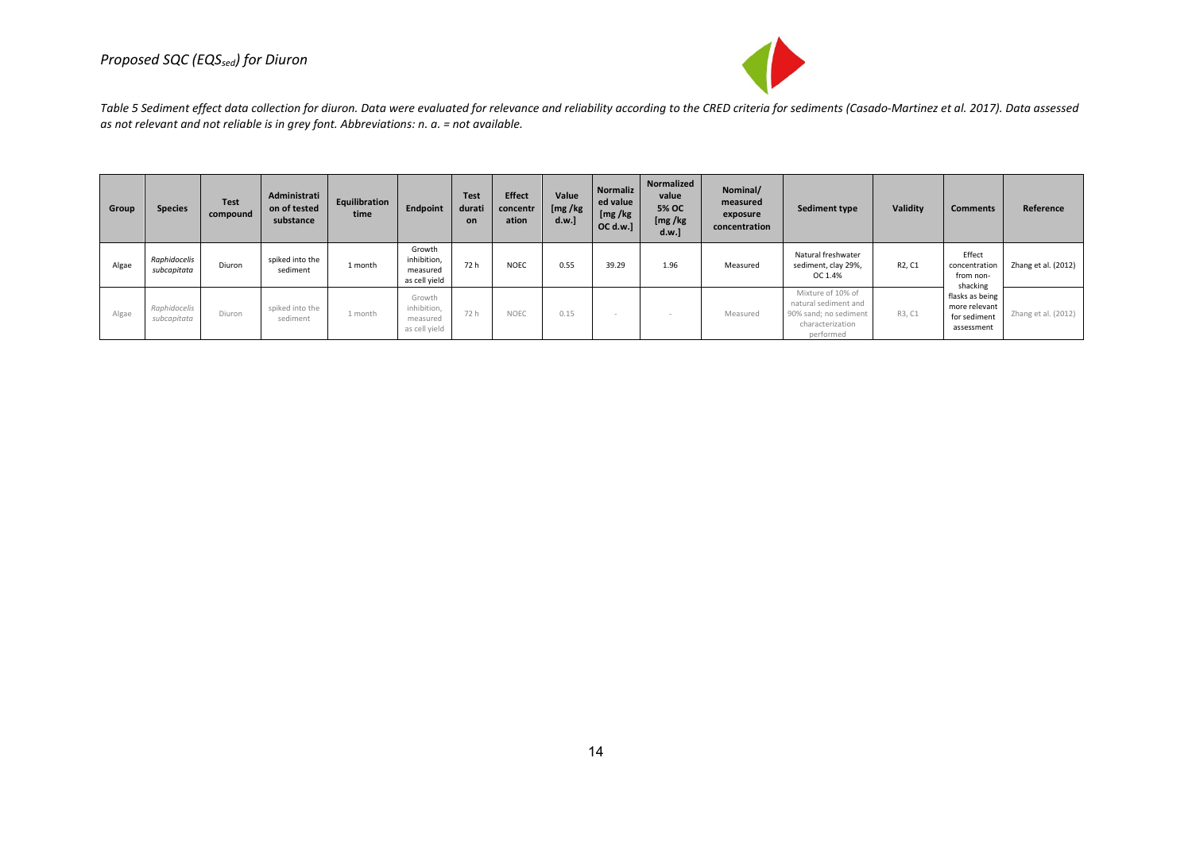*Table 5 Sediment effect data collection for diuron. Data were evaluated for relevance and reliability according to the CRED criteria for sediments (Casado-Martinez et al. 2017). Data assessed as not relevant and not reliable is in grey font. Abbreviations: n. a. = not available.*

| Group | Species | Test compound | Administration of tested substance | Equilibration time | Endpoint | Test duration | Effect concentration | Value [mg /kg d.w.] | Normalized value [mg /kg OC d.w.] | Normalized value 5% OC [mg /kg d.w.] | Nominal/ measured exposure concentration | Sediment type | Validity | Comments | Reference |
|---|---|---|---|---|---|---|---|---|---|---|---|---|---|---|---|
| Algae | *Raphidocelis subcapitata* | Diuron | spiked into the sediment | 1 month | Growth inhibition, measured as cell yield | 72 h | NOEC | 0.55 | 39.29 | 1.96 | Measured | Natural freshwater sediment, clay 29%, OC 1.4% | R2, C1 | Effect concentration from non-shacking flasks as being more relevant for sediment assessment | Zhang et al. (2012) |
| Algae | *Raphidocelis subcapitata* | Diuron | spiked into the sediment | 1 month | Growth inhibition, measured as cell yield | 72 h | NOEC | 0.15 | - | - | Measured | Mixture of 10% of natural sediment and 90% sand; no sediment characterization performed | R3, C1 | | Zhang et al. (2012) |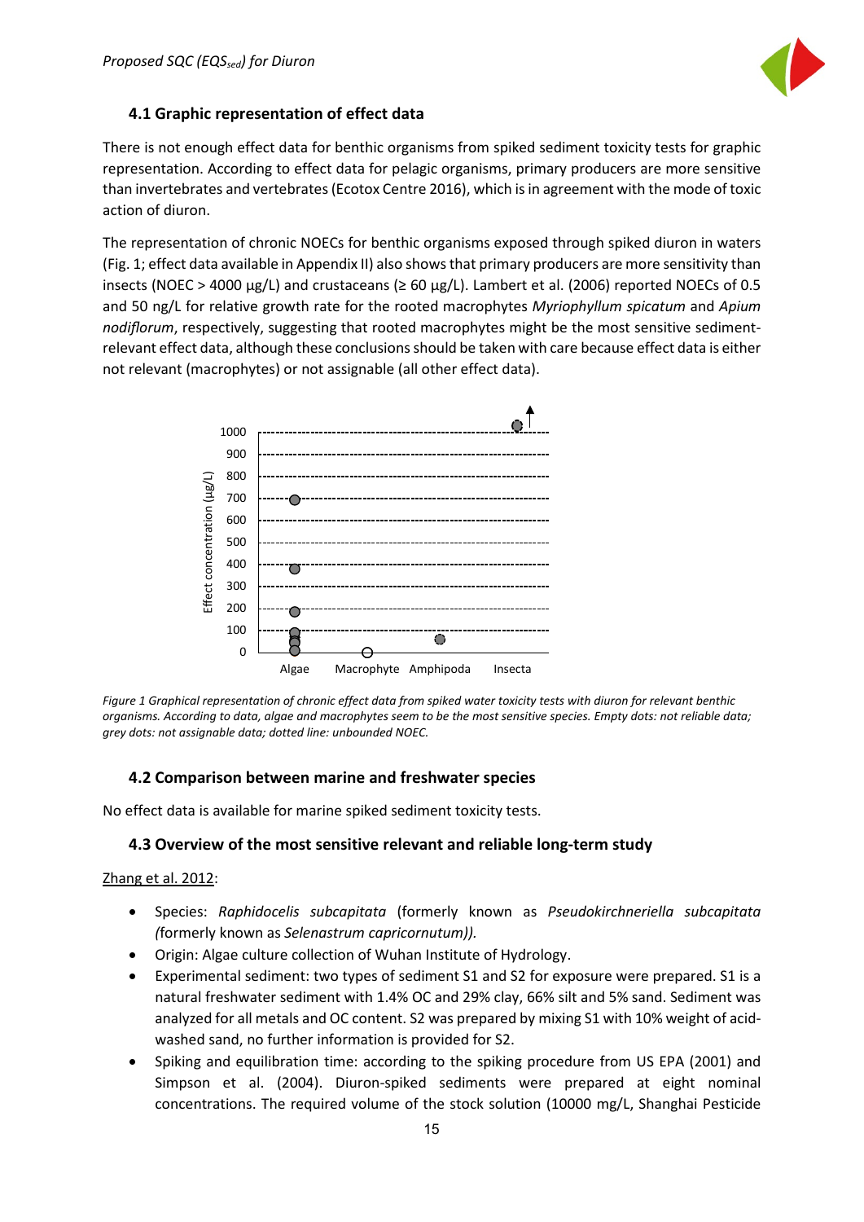## 4.1 Graphic representation of effect data

There is not enough effect data for benthic organisms from spiked sediment toxicity tests for graphic representation. According to effect data for pelagic organisms, primary producers are more sensitive than invertebrates and vertebrates (Ecotox Centre 2016), which is in agreement with the mode of toxic action of diuron.

The representation of chronic NOECs for benthic organisms exposed through spiked diuron in waters (Fig. 1; effect data available in Appendix II) also shows that primary producers are more sensitivity than insects (NOEC > 4000 µg/L) and crustaceans (≥ 60 µg/L). Lambert et al. (2006) reported NOECs of 0.5 and 50 ng/L for relative growth rate for the rooted macrophytes *Myriophyllum spicatum* and *Apium nodiflorum*, respectively, suggesting that rooted macrophytes might be the most sensitive sediment-relevant effect data, although these conclusions should be taken with care because effect data is either not relevant (macrophytes) or not assignable (all other effect data).

*Figure 1 Graphical representation of chronic effect data from spiked water toxicity tests with diuron for relevant benthic organisms. According to data, algae and macrophytes seem to be the most sensitive species. Empty dots: not reliable data; grey dots: not assignable data; dotted line: unbounded NOEC.*

## 4.2 Comparison between marine and freshwater species

No effect data is available for marine spiked sediment toxicity tests.

## 4.3 Overview of the most sensitive relevant and reliable long-term study

Zhang et al. 2012:

- Species: *Raphidocelis subcapitata* (formerly known as *Pseudokirchneriella subcapitata (*formerly known as *Selenastrum capricornutum)).*
- Origin: Algae culture collection of Wuhan Institute of Hydrology.
- Experimental sediment: two types of sediment S1 and S2 for exposure were prepared. S1 is a natural freshwater sediment with 1.4% OC and 29% clay, 66% silt and 5% sand. Sediment was analyzed for all metals and OC content. S2 was prepared by mixing S1 with 10% weight of acid-washed sand, no further information is provided for S2.
- Spiking and equilibration time: according to the spiking procedure from US EPA (2001) and Simpson et al. (2004). Diuron-spiked sediments were prepared at eight nominal concentrations. The required volume of the stock solution (10000 mg/L, Shanghai Pesticide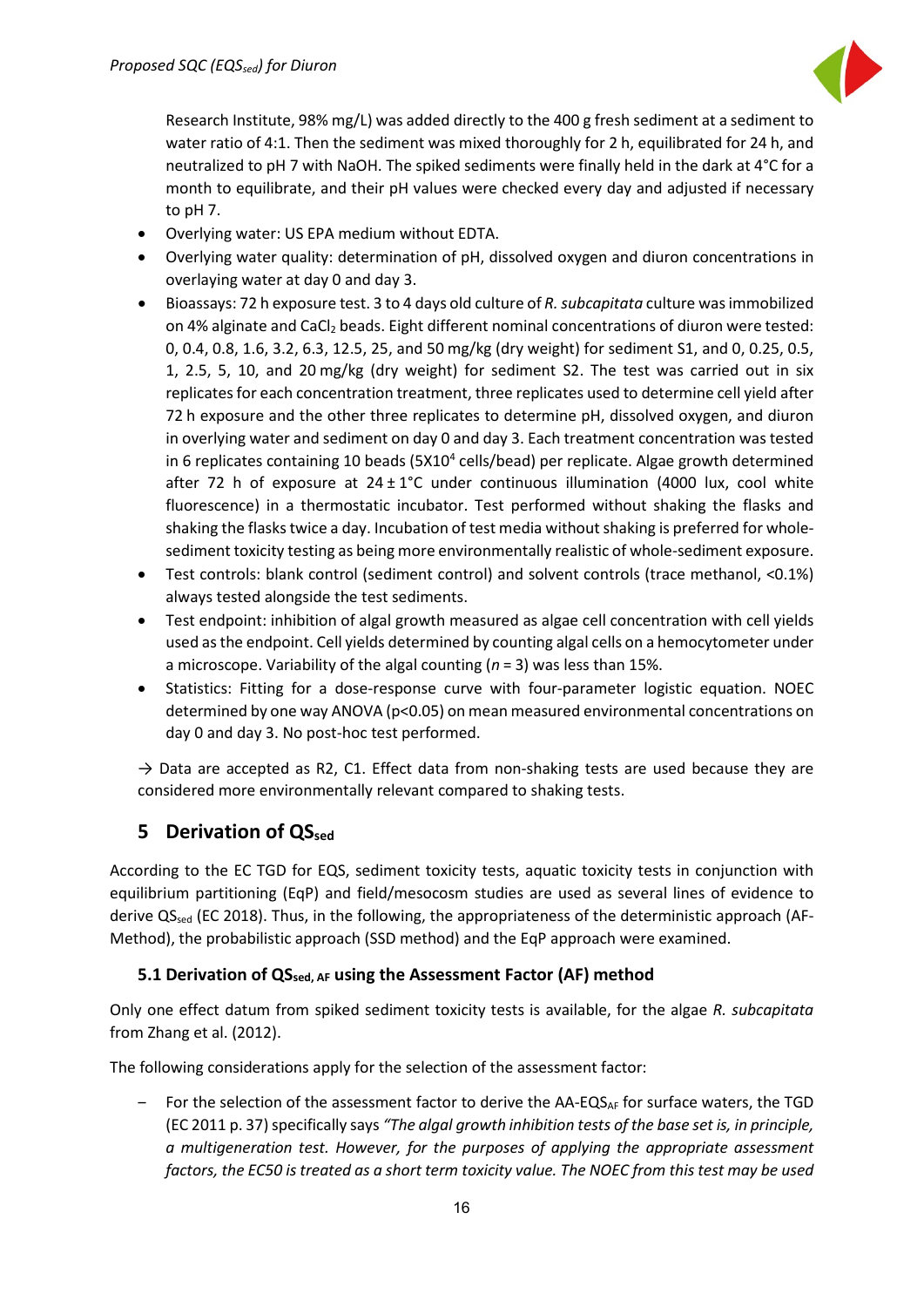Research Institute, 98% mg/L) was added directly to the 400 g fresh sediment at a sediment to water ratio of 4:1. Then the sediment was mixed thoroughly for 2 h, equilibrated for 24 h, and neutralized to pH 7 with NaOH. The spiked sediments were finally held in the dark at 4°C for a month to equilibrate, and their pH values were checked every day and adjusted if necessary to pH 7.

- Overlying water: US EPA medium without EDTA.
- Overlying water quality: determination of pH, dissolved oxygen and diuron concentrations in overlaying water at day 0 and day 3.
- Bioassays: 72 h exposure test. 3 to 4 days old culture of *R. subcapitata* culture was immobilized on 4% alginate and $CaCl_2$ beads. Eight different nominal concentrations of diuron were tested: 0, 0.4, 0.8, 1.6, 3.2, 6.3, 12.5, 25, and 50 mg/kg (dry weight) for sediment S1, and 0, 0.25, 0.5, 1, 2.5, 5, 10, and 20 mg/kg (dry weight) for sediment S2. The test was carried out in six replicates for each concentration treatment, three replicates used to determine cell yield after 72 h exposure and the other three replicates to determine pH, dissolved oxygen, and diuron in overlying water and sediment on day 0 and day 3. Each treatment concentration was tested in 6 replicates containing 10 beads ($5X10^4$ cells/bead) per replicate. Algae growth determined after 72 h of exposure at 24 ± 1°C under continuous illumination (4000 lux, cool white fluorescence) in a thermostatic incubator. Test performed without shaking the flasks and shaking the flasks twice a day. Incubation of test media without shaking is preferred for whole-sediment toxicity testing as being more environmentally realistic of whole-sediment exposure.
- Test controls: blank control (sediment control) and solvent controls (trace methanol, <0.1%) always tested alongside the test sediments.
- Test endpoint: inhibition of algal growth measured as algae cell concentration with cell yields used as the endpoint. Cell yields determined by counting algal cells on a hemocytometer under a microscope. Variability of the algal counting ($n$ = 3) was less than 15%.
- Statistics: Fitting for a dose-response curve with four-parameter logistic equation. NOEC determined by one way ANOVA ($p<0.05$) on mean measured environmental concentrations on day 0 and day 3. No post-hoc test performed.

→ Data are accepted as R2, C1. Effect data from non-shaking tests are used because they are considered more environmentally relevant compared to shaking tests.

# 5 Derivation of $QS_{sed}$

According to the EC TGD for EQS, sediment toxicity tests, aquatic toxicity tests in conjunction with equilibrium partitioning (EqP) and field/mesocosm studies are used as several lines of evidence to derive $QS_{sed}$ (EC 2018). Thus, in the following, the appropriateness of the deterministic approach (AF-Method), the probabilistic approach (SSD method) and the EqP approach were examined.

## 5.1 Derivation of $QS_{sed,\ AF}$ using the Assessment Factor (AF) method

Only one effect datum from spiked sediment toxicity tests is available, for the algae *R. subcapitata* from Zhang et al. (2012).

The following considerations apply for the selection of the assessment factor:

- For the selection of the assessment factor to derive the AA-$EQS_{AF}$ for surface waters, the TGD (EC 2011 p. 37) specifically says *"The algal growth inhibition tests of the base set is, in principle, a multigeneration test. However, for the purposes of applying the appropriate assessment factors, the EC50 is treated as a short term toxicity value. The NOEC from this test may be used*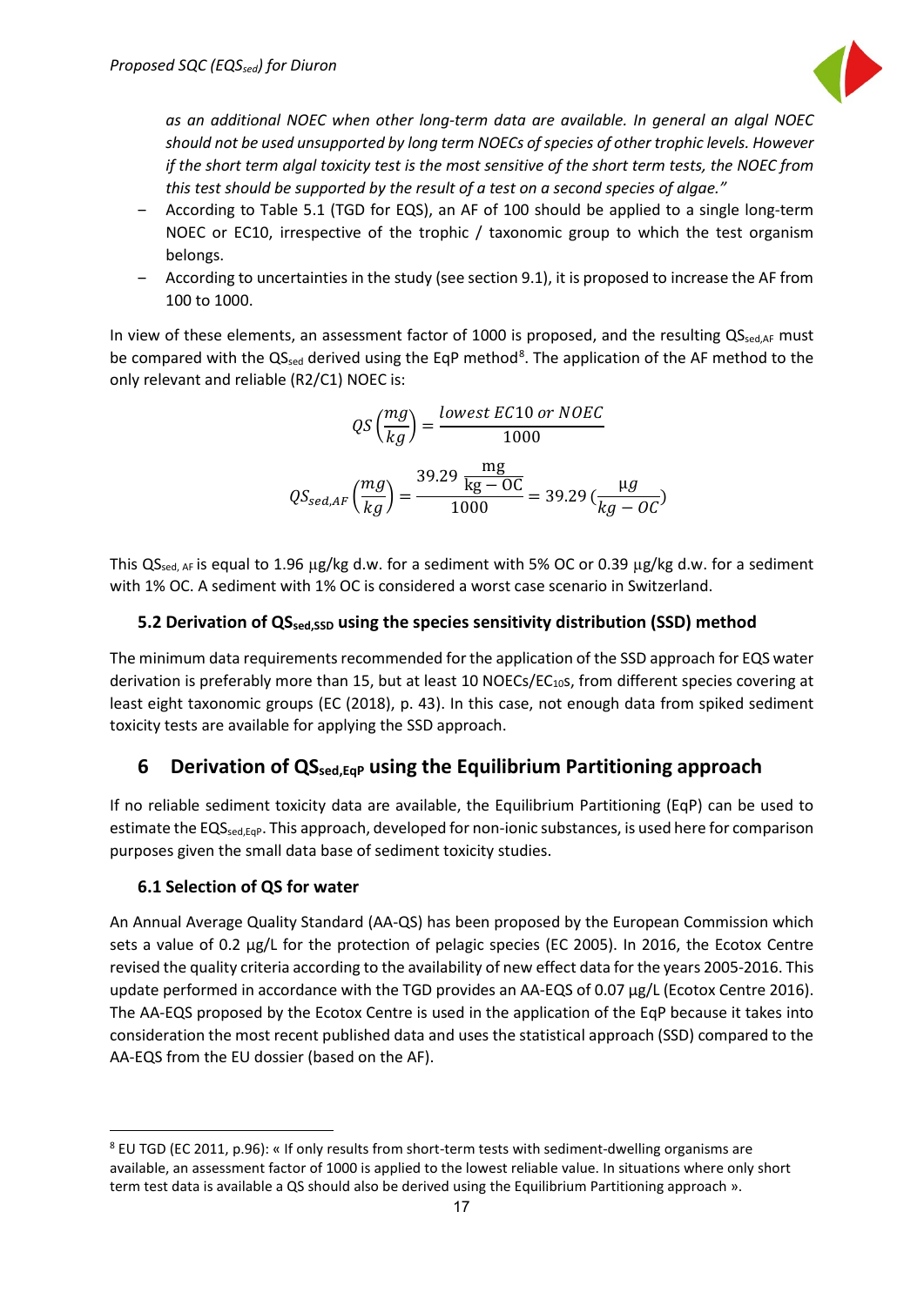*as an additional NOEC when other long-term data are available. In general an algal NOEC should not be used unsupported by long term NOECs of species of other trophic levels. However if the short term algal toxicity test is the most sensitive of the short term tests, the NOEC from this test should be supported by the result of a test on a second species of algae."*

- According to Table 5.1 (TGD for EQS), an AF of 100 should be applied to a single long-term NOEC or EC10, irrespective of the trophic / taxonomic group to which the test organism belongs.
- According to uncertainties in the study (see section 9.1), it is proposed to increase the AF from 100 to 1000.

In view of these elements, an assessment factor of 1000 is proposed, and the resulting $QS_{sed,AF}$ must be compared with the $QS_{sed}$ derived using the EqP method[8]. The application of the AF method to the only relevant and reliable (R2/C1) NOEC is:

$$QS\left(\frac{mg}{kg}\right) = \frac{lowest\ EC10\ or\ NOEC}{1000}$$

$$QS_{sed,AF}\left(\frac{mg}{kg}\right) = \frac{39.29\ \frac{\text{mg}}{\text{kg} - \text{OC}}}{1000} = 39.29\ (\frac{\mu g}{kg - OC})$$

This $QS_{sed,\ AF}$ is equal to 1.96 µg/kg d.w. for a sediment with 5% OC or 0.39 µg/kg d.w. for a sediment with 1% OC. A sediment with 1% OC is considered a worst case scenario in Switzerland.

### 5.2 Derivation of $QS_{sed,SSD}$ using the species sensitivity distribution (SSD) method

The minimum data requirements recommended for the application of the SSD approach for EQS water derivation is preferably more than 15, but at least 10 NOECs/$EC_{10}$s, from different species covering at least eight taxonomic groups (EC (2018), p. 43). In this case, not enough data from spiked sediment toxicity tests are available for applying the SSD approach.

## 6 Derivation of $QS_{sed,EqP}$ using the Equilibrium Partitioning approach

If no reliable sediment toxicity data are available, the Equilibrium Partitioning (EqP) can be used to estimate the $EQS_{sed,EqP}$. This approach, developed for non-ionic substances, is used here for comparison purposes given the small data base of sediment toxicity studies.

### 6.1 Selection of QS for water

An Annual Average Quality Standard (AA-QS) has been proposed by the European Commission which sets a value of 0.2 µg/L for the protection of pelagic species (EC 2005). In 2016, the Ecotox Centre revised the quality criteria according to the availability of new effect data for the years 2005-2016. This update performed in accordance with the TGD provides an AA-EQS of 0.07 µg/L (Ecotox Centre 2016). The AA-EQS proposed by the Ecotox Centre is used in the application of the EqP because it takes into consideration the most recent published data and uses the statistical approach (SSD) compared to the AA-EQS from the EU dossier (based on the AF).

[8] EU TGD (EC 2011, p.96): « If only results from short-term tests with sediment-dwelling organisms are available, an assessment factor of 1000 is applied to the lowest reliable value. In situations where only short term test data is available a QS should also be derived using the Equilibrium Partitioning approach ».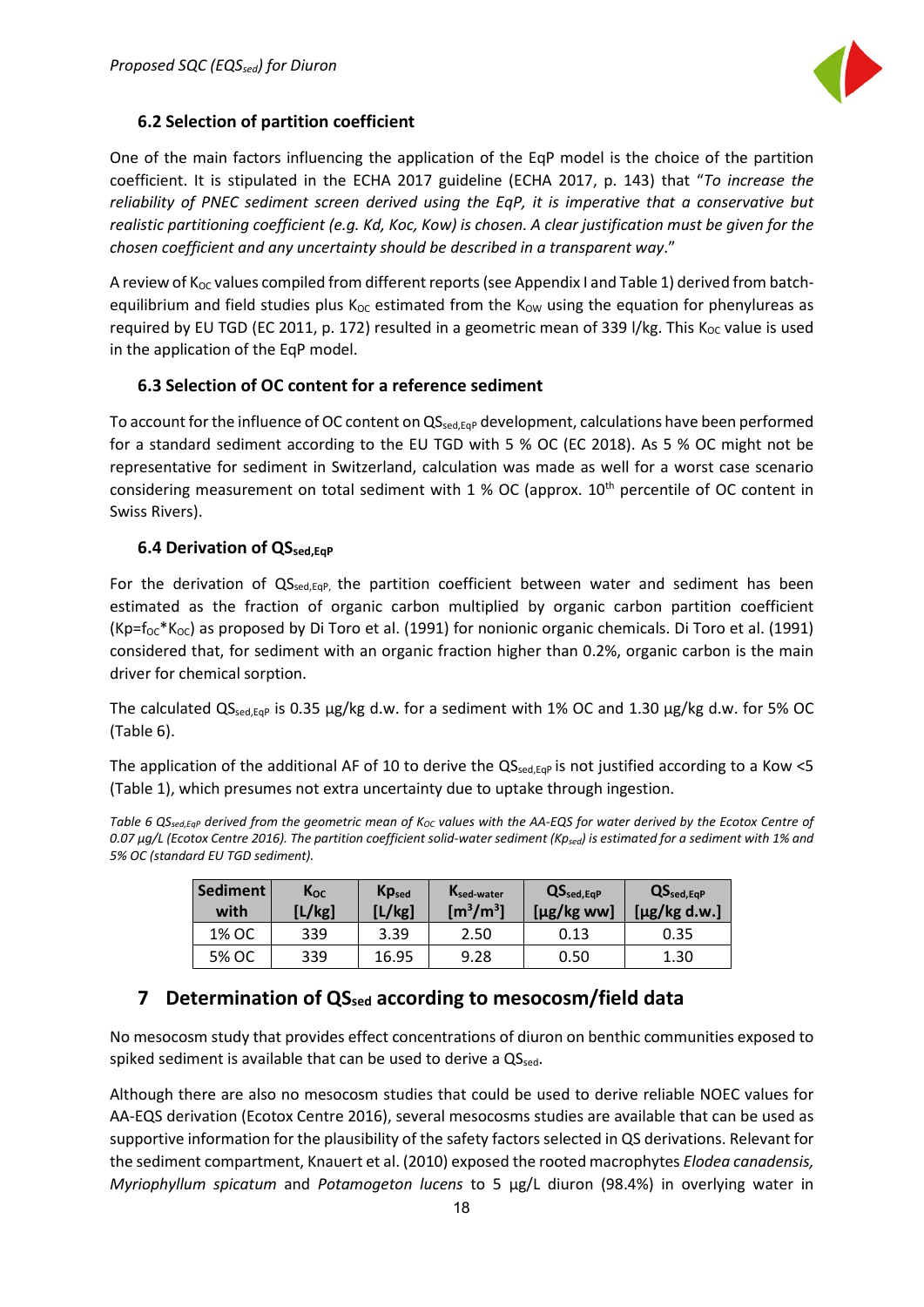### 6.2 Selection of partition coefficient

One of the main factors influencing the application of the EqP model is the choice of the partition coefficient. It is stipulated in the ECHA 2017 guideline (ECHA 2017, p. 143) that "*To increase the reliability of PNEC sediment screen derived using the EqP, it is imperative that a conservative but realistic partitioning coefficient (e.g. Kd, Koc, Kow) is chosen. A clear justification must be given for the chosen coefficient and any uncertainty should be described in a transparent way*."

A review of $K_{OC}$ values compiled from different reports (see Appendix I and Table 1) derived from batch-equilibrium and field studies plus $K_{OC}$ estimated from the $K_{OW}$ using the equation for phenylureas as required by EU TGD (EC 2011, p. 172) resulted in a geometric mean of 339 l/kg. This $K_{OC}$ value is used in the application of the EqP model.

### 6.3 Selection of OC content for a reference sediment

To account for the influence of OC content on $QS_{sed,EqP}$ development, calculations have been performed for a standard sediment according to the EU TGD with 5 % OC (EC 2018). As 5 % OC might not be representative for sediment in Switzerland, calculation was made as well for a worst case scenario considering measurement on total sediment with 1 % OC (approx. 10[th] percentile of OC content in Swiss Rivers).

### 6.4 Derivation of $QS_{sed,EqP}$

For the derivation of $QS_{sed,EqP}$, the partition coefficient between water and sediment has been estimated as the fraction of organic carbon multiplied by organic carbon partition coefficient ($Kp=f_{OC}*K_{OC}$) as proposed by Di Toro et al. (1991) for nonionic organic chemicals. Di Toro et al. (1991) considered that, for sediment with an organic fraction higher than 0.2%, organic carbon is the main driver for chemical sorption.

The calculated $QS_{sed,EqP}$ is 0.35 µg/kg d.w. for a sediment with 1% OC and 1.30 µg/kg d.w. for 5% OC (Table 6).

The application of the additional AF of 10 to derive the $QS_{sed,EqP}$ is not justified according to a Kow <5 (Table 1), which presumes not extra uncertainty due to uptake through ingestion.

*Table 6 $QS_{sed,EqP}$ derived from the geometric mean of $K_{OC}$ values with the AA-EQS for water derived by the Ecotox Centre of 0.07 µg/L (Ecotox Centre 2016). The partition coefficient solid-water sediment ($Kp_{sed}$) is estimated for a sediment with 1% and 5% OC (standard EU TGD sediment).*

| Sediment with | $K_{OC}$ [L/kg] | $Kp_{sed}$ [L/kg] | $K_{sed\text{-}water}$ [$m^3/m^3$] | $QS_{sed,EqP}$ [µg/kg ww] | $QS_{sed,EqP}$ [µg/kg d.w.] |
|---|---|---|---|---|---|
| 1% OC | 339 | 3.39 | 2.50 | 0.13 | 0.35 |
| 5% OC | 339 | 16.95 | 9.28 | 0.50 | 1.30 |

## 7 Determination of $QS_{sed}$ according to mesocosm/field data

No mesocosm study that provides effect concentrations of diuron on benthic communities exposed to spiked sediment is available that can be used to derive a $QS_{sed}$.

Although there are also no mesocosm studies that could be used to derive reliable NOEC values for AA-EQS derivation (Ecotox Centre 2016), several mesocosms studies are available that can be used as supportive information for the plausibility of the safety factors selected in QS derivations. Relevant for the sediment compartment, Knauert et al. (2010) exposed the rooted macrophytes *Elodea canadensis, Myriophyllum spicatum* and *Potamogeton lucens* to 5 µg/L diuron (98.4%) in overlying water in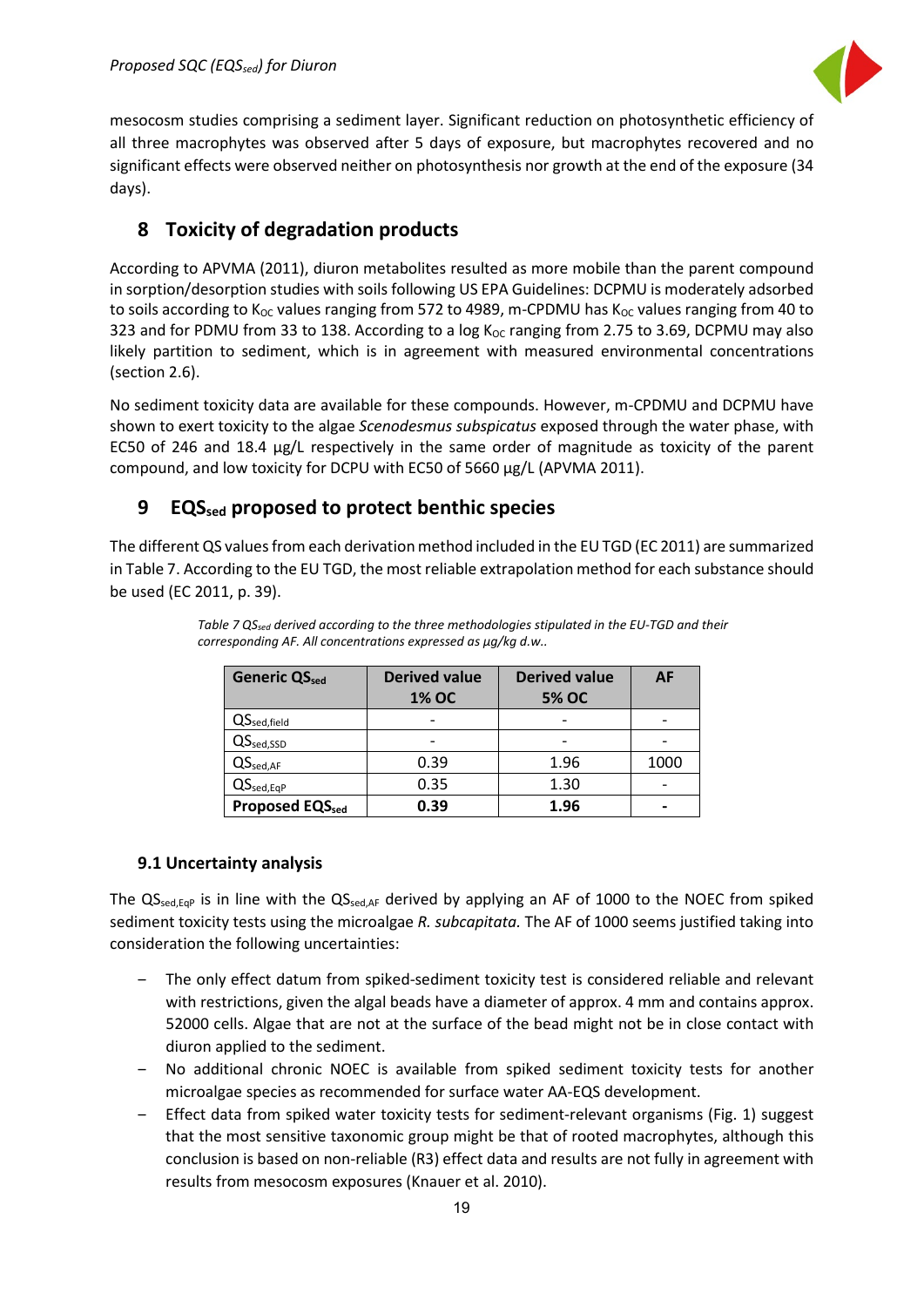mesocosm studies comprising a sediment layer. Significant reduction on photosynthetic efficiency of all three macrophytes was observed after 5 days of exposure, but macrophytes recovered and no significant effects were observed neither on photosynthesis nor growth at the end of the exposure (34 days).

## 8 Toxicity of degradation products

According to APVMA (2011), diuron metabolites resulted as more mobile than the parent compound in sorption/desorption studies with soils following US EPA Guidelines: DCPMU is moderately adsorbed to soils according to $K_{OC}$ values ranging from 572 to 4989, m-CPDMU has $K_{OC}$ values ranging from 40 to 323 and for PDMU from 33 to 138. According to a log $K_{OC}$ ranging from 2.75 to 3.69, DCPMU may also likely partition to sediment, which is in agreement with measured environmental concentrations (section 2.6).

No sediment toxicity data are available for these compounds. However, m-CPDMU and DCPMU have shown to exert toxicity to the algae *Scenodesmus subspicatus* exposed through the water phase, with EC50 of 246 and 18.4 µg/L respectively in the same order of magnitude as toxicity of the parent compound, and low toxicity for DCPU with EC50 of 5660 µg/L (APVMA 2011).

## 9 $EQS_{sed}$ proposed to protect benthic species

The different QS values from each derivation method included in the EU TGD (EC 2011) are summarized in Table 7. According to the EU TGD, the most reliable extrapolation method for each substance should be used (EC 2011, p. 39).

*Table 7 $QS_{sed}$ derived according to the three methodologies stipulated in the EU-TGD and their corresponding AF. All concentrations expressed as µg/kg d.w..*

| Generic $QS_{sed}$ | Derived value 1% OC | Derived value 5% OC | AF |
|---|---|---|---|
| $QS_{sed,field}$ | - | - | - |
| $QS_{sed,SSD}$ | - | - | - |
| $QS_{sed,AF}$ | 0.39 | 1.96 | 1000 |
| $QS_{sed,EqP}$ | 0.35 | 1.30 | - |
| **Proposed $EQS_{sed}$** | **0.39** | **1.96** | **-** |

### 9.1 Uncertainty analysis

The $QS_{sed,EqP}$ is in line with the $QS_{sed,AF}$ derived by applying an AF of 1000 to the NOEC from spiked sediment toxicity tests using the microalgae *R. subcapitata.* The AF of 1000 seems justified taking into consideration the following uncertainties:

- The only effect datum from spiked-sediment toxicity test is considered reliable and relevant with restrictions, given the algal beads have a diameter of approx. 4 mm and contains approx. 52000 cells. Algae that are not at the surface of the bead might not be in close contact with diuron applied to the sediment.
- No additional chronic NOEC is available from spiked sediment toxicity tests for another microalgae species as recommended for surface water AA-EQS development.
- Effect data from spiked water toxicity tests for sediment-relevant organisms (Fig. 1) suggest that the most sensitive taxonomic group might be that of rooted macrophytes, although this conclusion is based on non-reliable (R3) effect data and results are not fully in agreement with results from mesocosm exposures (Knauer et al. 2010).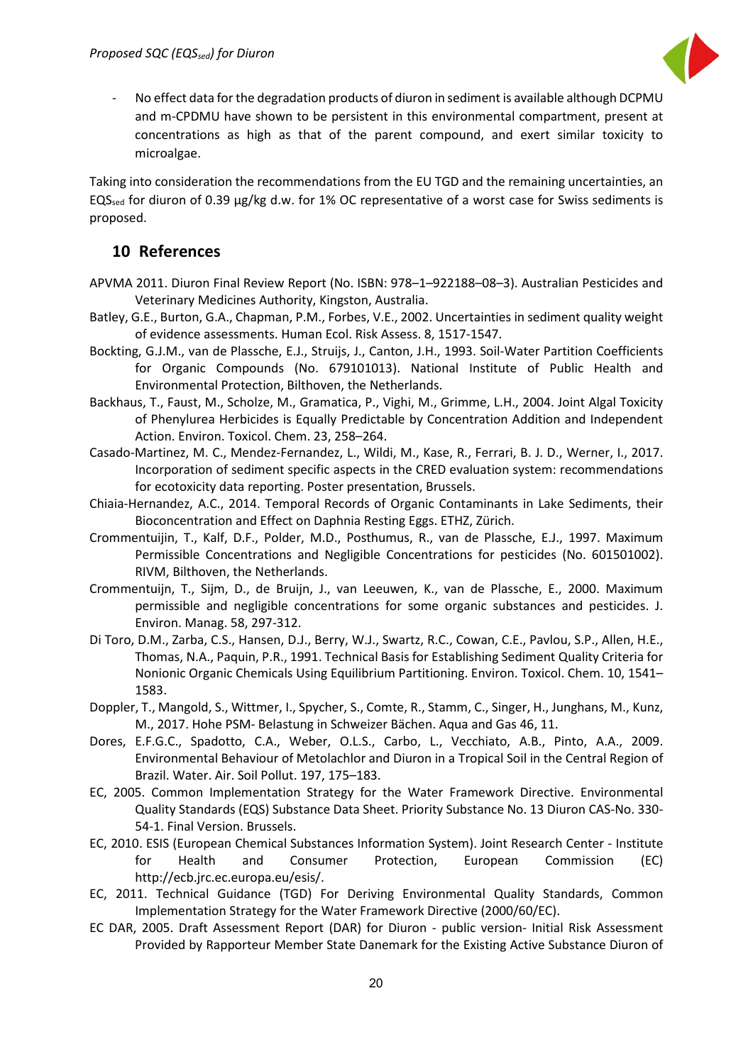- No effect data for the degradation products of diuron in sediment is available although DCPMU and m-CPDMU have shown to be persistent in this environmental compartment, present at concentrations as high as that of the parent compound, and exert similar toxicity to microalgae.

Taking into consideration the recommendations from the EU TGD and the remaining uncertainties, an $EQS_{sed}$ for diuron of 0.39 µg/kg d.w. for 1% OC representative of a worst case for Swiss sediments is proposed.

## 10 References

APVMA 2011. Diuron Final Review Report (No. ISBN: 978–1–922188–08–3). Australian Pesticides and Veterinary Medicines Authority, Kingston, Australia.

Batley, G.E., Burton, G.A., Chapman, P.M., Forbes, V.E., 2002. Uncertainties in sediment quality weight of evidence assessments. Human Ecol. Risk Assess. 8, 1517-1547.

Bockting, G.J.M., van de Plassche, E.J., Struijs, J., Canton, J.H., 1993. Soil-Water Partition Coefficients for Organic Compounds (No. 679101013). National Institute of Public Health and Environmental Protection, Bilthoven, the Netherlands.

Backhaus, T., Faust, M., Scholze, M., Gramatica, P., Vighi, M., Grimme, L.H., 2004. Joint Algal Toxicity of Phenylurea Herbicides is Equally Predictable by Concentration Addition and Independent Action. Environ. Toxicol. Chem. 23, 258–264.

Casado-Martinez, M. C., Mendez-Fernandez, L., Wildi, M., Kase, R., Ferrari, B. J. D., Werner, I., 2017. Incorporation of sediment specific aspects in the CRED evaluation system: recommendations for ecotoxicity data reporting. Poster presentation, Brussels.

Chiaia-Hernandez, A.C., 2014. Temporal Records of Organic Contaminants in Lake Sediments, their Bioconcentration and Effect on Daphnia Resting Eggs. ETHZ, Zürich.

Crommentuijin, T., Kalf, D.F., Polder, M.D., Posthumus, R., van de Plassche, E.J., 1997. Maximum Permissible Concentrations and Negligible Concentrations for pesticides (No. 601501002). RIVM, Bilthoven, the Netherlands.

Crommentuijn, T., Sijm, D., de Bruijn, J., van Leeuwen, K., van de Plassche, E., 2000. Maximum permissible and negligible concentrations for some organic substances and pesticides. J. Environ. Manag. 58, 297-312.

Di Toro, D.M., Zarba, C.S., Hansen, D.J., Berry, W.J., Swartz, R.C., Cowan, C.E., Pavlou, S.P., Allen, H.E., Thomas, N.A., Paquin, P.R., 1991. Technical Basis for Establishing Sediment Quality Criteria for Nonionic Organic Chemicals Using Equilibrium Partitioning. Environ. Toxicol. Chem. 10, 1541–1583.

Doppler, T., Mangold, S., Wittmer, I., Spycher, S., Comte, R., Stamm, C., Singer, H., Junghans, M., Kunz, M., 2017. Hohe PSM- Belastung in Schweizer Bächen. Aqua and Gas 46, 11.

Dores, E.F.G.C., Spadotto, C.A., Weber, O.L.S., Carbo, L., Vecchiato, A.B., Pinto, A.A., 2009. Environmental Behaviour of Metolachlor and Diuron in a Tropical Soil in the Central Region of Brazil. Water. Air. Soil Pollut. 197, 175–183.

EC, 2005. Common Implementation Strategy for the Water Framework Directive. Environmental Quality Standards (EQS) Substance Data Sheet. Priority Substance No. 13 Diuron CAS-No. 330-54-1. Final Version. Brussels.

EC, 2010. ESIS (European Chemical Substances Information System). Joint Research Center - Institute for Health and Consumer Protection, European Commission (EC) http://ecb.jrc.ec.europa.eu/esis/.

EC, 2011. Technical Guidance (TGD) For Deriving Environmental Quality Standards, Common Implementation Strategy for the Water Framework Directive (2000/60/EC).

EC DAR, 2005. Draft Assessment Report (DAR) for Diuron - public version- Initial Risk Assessment Provided by Rapporteur Member State Danemark for the Existing Active Substance Diuron of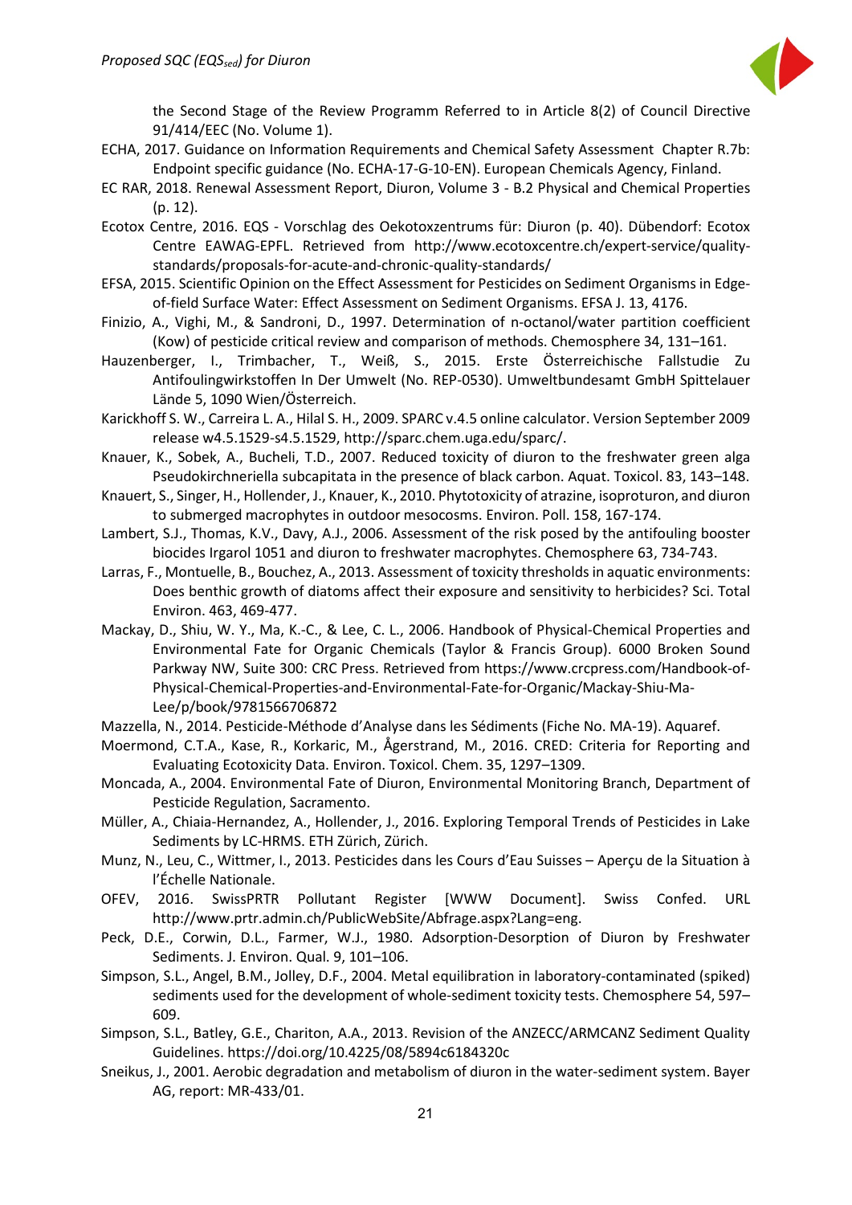the Second Stage of the Review Programm Referred to in Article 8(2) of Council Directive 91/414/EEC (No. Volume 1).

ECHA, 2017. Guidance on Information Requirements and Chemical Safety Assessment Chapter R.7b: Endpoint specific guidance (No. ECHA-17-G-10-EN). European Chemicals Agency, Finland.

EC RAR, 2018. Renewal Assessment Report, Diuron, Volume 3 - B.2 Physical and Chemical Properties (p. 12).

Ecotox Centre, 2016. EQS - Vorschlag des Oekotoxzentrums für: Diuron (p. 40). Dübendorf: Ecotox Centre EAWAG-EPFL. Retrieved from http://www.ecotoxcentre.ch/expert-service/quality-standards/proposals-for-acute-and-chronic-quality-standards/

EFSA, 2015. Scientific Opinion on the Effect Assessment for Pesticides on Sediment Organisms in Edge-of-field Surface Water: Effect Assessment on Sediment Organisms. EFSA J. 13, 4176.

Finizio, A., Vighi, M., & Sandroni, D., 1997. Determination of n-octanol/water partition coefficient (Kow) of pesticide critical review and comparison of methods. Chemosphere 34, 131–161.

Hauzenberger, I., Trimbacher, T., Weiß, S., 2015. Erste Österreichische Fallstudie Zu Antifoulingwirkstoffen In Der Umwelt (No. REP-0530). Umweltbundesamt GmbH Spittelauer Lände 5, 1090 Wien/Österreich.

Karickhoff S. W., Carreira L. A., Hilal S. H., 2009. SPARC v.4.5 online calculator. Version September 2009 release w4.5.1529-s4.5.1529, http://sparc.chem.uga.edu/sparc/.

Knauer, K., Sobek, A., Bucheli, T.D., 2007. Reduced toxicity of diuron to the freshwater green alga Pseudokirchneriella subcapitata in the presence of black carbon. Aquat. Toxicol. 83, 143–148.

Knauert, S., Singer, H., Hollender, J., Knauer, K., 2010. Phytotoxicity of atrazine, isoproturon, and diuron to submerged macrophytes in outdoor mesocosms. Environ. Poll. 158, 167-174.

Lambert, S.J., Thomas, K.V., Davy, A.J., 2006. Assessment of the risk posed by the antifouling booster biocides Irgarol 1051 and diuron to freshwater macrophytes. Chemosphere 63, 734-743.

Larras, F., Montuelle, B., Bouchez, A., 2013. Assessment of toxicity thresholds in aquatic environments: Does benthic growth of diatoms affect their exposure and sensitivity to herbicides? Sci. Total Environ. 463, 469-477.

Mackay, D., Shiu, W. Y., Ma, K.-C., & Lee, C. L., 2006. Handbook of Physical-Chemical Properties and Environmental Fate for Organic Chemicals (Taylor & Francis Group). 6000 Broken Sound Parkway NW, Suite 300: CRC Press. Retrieved from https://www.crcpress.com/Handbook-of-Physical-Chemical-Properties-and-Environmental-Fate-for-Organic/Mackay-Shiu-Ma-Lee/p/book/9781566706872

Mazzella, N., 2014. Pesticide-Méthode d'Analyse dans les Sédiments (Fiche No. MA-19). Aquaref.

Moermond, C.T.A., Kase, R., Korkaric, M., Ågerstrand, M., 2016. CRED: Criteria for Reporting and Evaluating Ecotoxicity Data. Environ. Toxicol. Chem. 35, 1297–1309.

Moncada, A., 2004. Environmental Fate of Diuron, Environmental Monitoring Branch, Department of Pesticide Regulation, Sacramento.

Müller, A., Chiaia-Hernandez, A., Hollender, J., 2016. Exploring Temporal Trends of Pesticides in Lake Sediments by LC-HRMS. ETH Zürich, Zürich.

Munz, N., Leu, C., Wittmer, I., 2013. Pesticides dans les Cours d'Eau Suisses – Aperçu de la Situation à l'Échelle Nationale.

OFEV, 2016. SwissPRTR Pollutant Register [WWW Document]. Swiss Confed. URL http://www.prtr.admin.ch/PublicWebSite/Abfrage.aspx?Lang=eng.

Peck, D.E., Corwin, D.L., Farmer, W.J., 1980. Adsorption-Desorption of Diuron by Freshwater Sediments. J. Environ. Qual. 9, 101–106.

Simpson, S.L., Angel, B.M., Jolley, D.F., 2004. Metal equilibration in laboratory-contaminated (spiked) sediments used for the development of whole-sediment toxicity tests. Chemosphere 54, 597–609.

Simpson, S.L., Batley, G.E., Chariton, A.A., 2013. Revision of the ANZECC/ARMCANZ Sediment Quality Guidelines. https://doi.org/10.4225/08/5894c6184320c

Sneikus, J., 2001. Aerobic degradation and metabolism of diuron in the water-sediment system. Bayer AG, report: MR-433/01.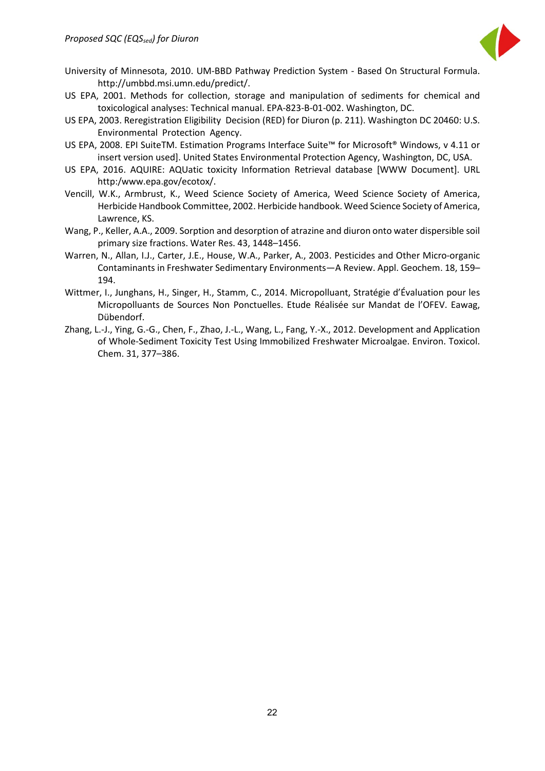University of Minnesota, 2010. UM-BBD Pathway Prediction System - Based On Structural Formula. http://umbbd.msi.umn.edu/predict/.

US EPA, 2001. Methods for collection, storage and manipulation of sediments for chemical and toxicological analyses: Technical manual. EPA-823-B-01-002. Washington, DC.

US EPA, 2003. Reregistration Eligibility Decision (RED) for Diuron (p. 211). Washington DC 20460: U.S. Environmental Protection Agency.

US EPA, 2008. EPI SuiteTM. Estimation Programs Interface Suite™ for Microsoft® Windows, v 4.11 or insert version used]. United States Environmental Protection Agency, Washington, DC, USA.

US EPA, 2016. AQUIRE: AQUatic toxicity Information Retrieval database [WWW Document]. URL http:/www.epa.gov/ecotox/.

Vencill, W.K., Armbrust, K., Weed Science Society of America, Weed Science Society of America, Herbicide Handbook Committee, 2002. Herbicide handbook. Weed Science Society of America, Lawrence, KS.

Wang, P., Keller, A.A., 2009. Sorption and desorption of atrazine and diuron onto water dispersible soil primary size fractions. Water Res. 43, 1448–1456.

Warren, N., Allan, I.J., Carter, J.E., House, W.A., Parker, A., 2003. Pesticides and Other Micro-organic Contaminants in Freshwater Sedimentary Environments—A Review. Appl. Geochem. 18, 159–194.

Wittmer, I., Junghans, H., Singer, H., Stamm, C., 2014. Micropolluant, Stratégie d'Évaluation pour les Micropolluants de Sources Non Ponctuelles. Etude Réalisée sur Mandat de l'OFEV. Eawag, Dübendorf.

Zhang, L.-J., Ying, G.-G., Chen, F., Zhao, J.-L., Wang, L., Fang, Y.-X., 2012. Development and Application of Whole-Sediment Toxicity Test Using Immobilized Freshwater Microalgae. Environ. Toxicol. Chem. 31, 377–386.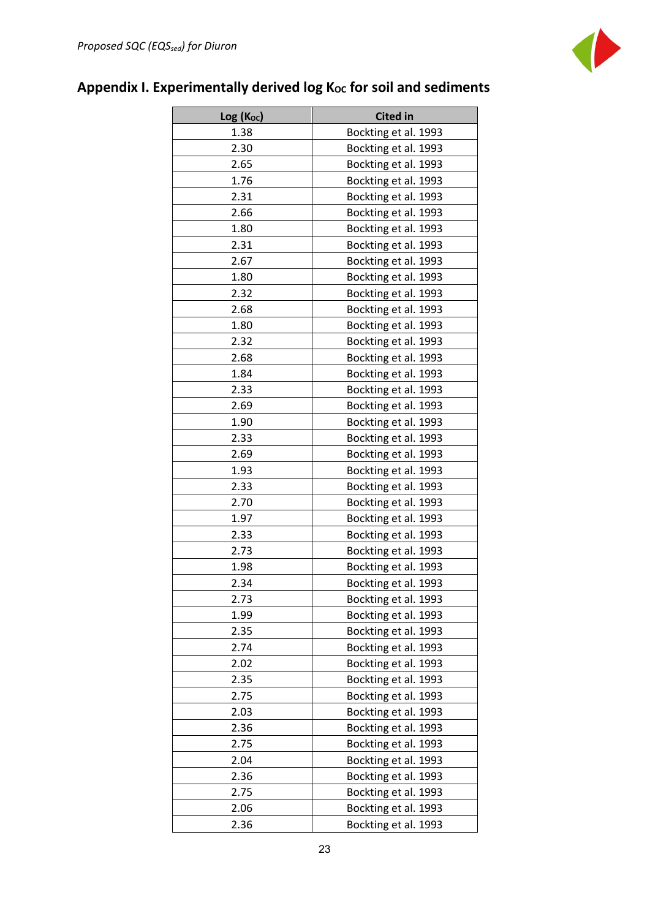## Appendix I. Experimentally derived log $K_{OC}$ for soil and sediments

| Log ($K_{OC}$) | Cited in |
|---|---|
| 1.38 | Bockting et al. 1993 |
| 2.30 | Bockting et al. 1993 |
| 2.65 | Bockting et al. 1993 |
| 1.76 | Bockting et al. 1993 |
| 2.31 | Bockting et al. 1993 |
| 2.66 | Bockting et al. 1993 |
| 1.80 | Bockting et al. 1993 |
| 2.31 | Bockting et al. 1993 |
| 2.67 | Bockting et al. 1993 |
| 1.80 | Bockting et al. 1993 |
| 2.32 | Bockting et al. 1993 |
| 2.68 | Bockting et al. 1993 |
| 1.80 | Bockting et al. 1993 |
| 2.32 | Bockting et al. 1993 |
| 2.68 | Bockting et al. 1993 |
| 1.84 | Bockting et al. 1993 |
| 2.33 | Bockting et al. 1993 |
| 2.69 | Bockting et al. 1993 |
| 1.90 | Bockting et al. 1993 |
| 2.33 | Bockting et al. 1993 |
| 2.69 | Bockting et al. 1993 |
| 1.93 | Bockting et al. 1993 |
| 2.33 | Bockting et al. 1993 |
| 2.70 | Bockting et al. 1993 |
| 1.97 | Bockting et al. 1993 |
| 2.33 | Bockting et al. 1993 |
| 2.73 | Bockting et al. 1993 |
| 1.98 | Bockting et al. 1993 |
| 2.34 | Bockting et al. 1993 |
| 2.73 | Bockting et al. 1993 |
| 1.99 | Bockting et al. 1993 |
| 2.35 | Bockting et al. 1993 |
| 2.74 | Bockting et al. 1993 |
| 2.02 | Bockting et al. 1993 |
| 2.35 | Bockting et al. 1993 |
| 2.75 | Bockting et al. 1993 |
| 2.03 | Bockting et al. 1993 |
| 2.36 | Bockting et al. 1993 |
| 2.75 | Bockting et al. 1993 |
| 2.04 | Bockting et al. 1993 |
| 2.36 | Bockting et al. 1993 |
| 2.75 | Bockting et al. 1993 |
| 2.06 | Bockting et al. 1993 |
| 2.36 | Bockting et al. 1993 |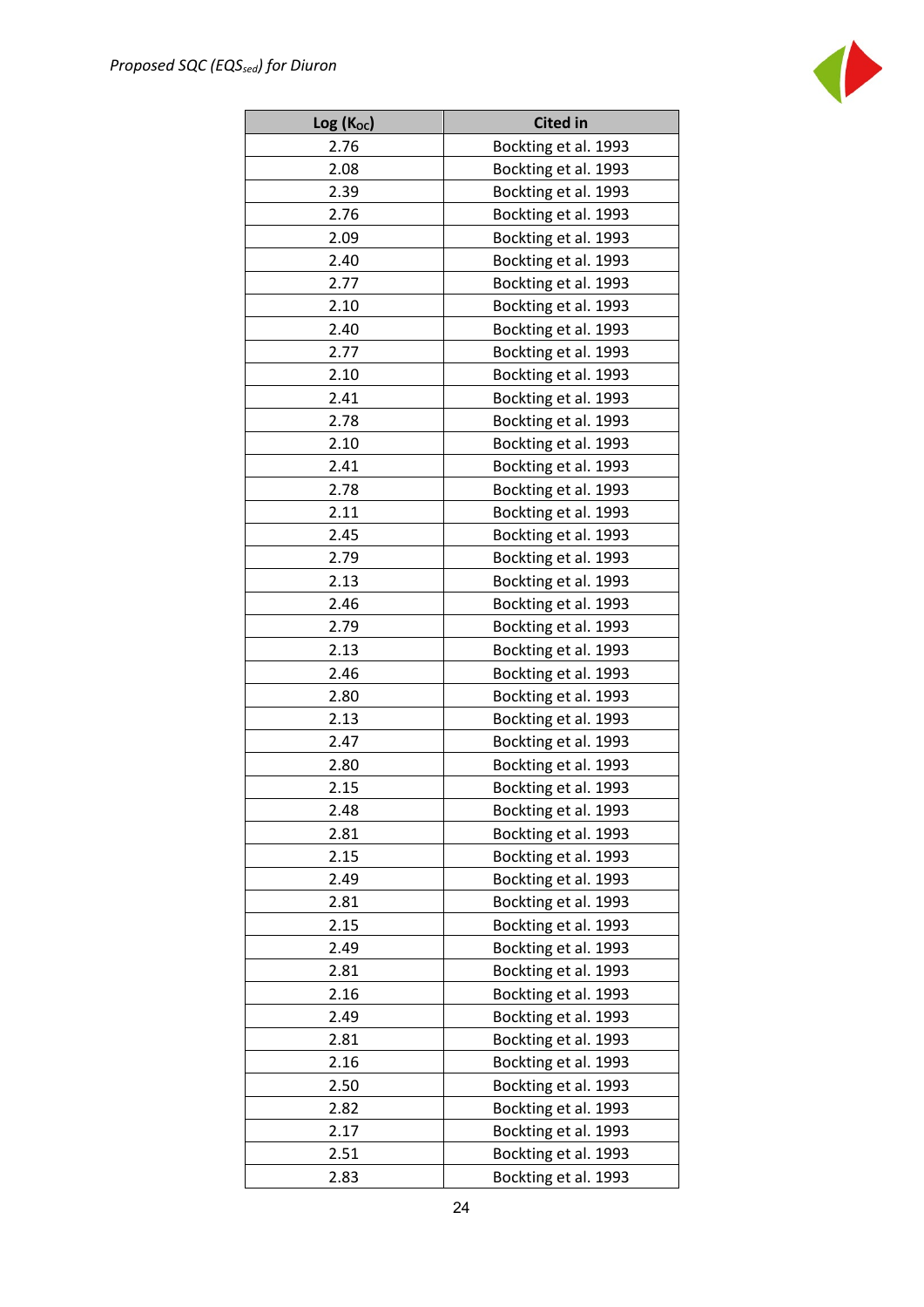| Log ($K_{OC}$) | Cited in |
|---|---|
| 2.76 | Bockting et al. 1993 |
| 2.08 | Bockting et al. 1993 |
| 2.39 | Bockting et al. 1993 |
| 2.76 | Bockting et al. 1993 |
| 2.09 | Bockting et al. 1993 |
| 2.40 | Bockting et al. 1993 |
| 2.77 | Bockting et al. 1993 |
| 2.10 | Bockting et al. 1993 |
| 2.40 | Bockting et al. 1993 |
| 2.77 | Bockting et al. 1993 |
| 2.10 | Bockting et al. 1993 |
| 2.41 | Bockting et al. 1993 |
| 2.78 | Bockting et al. 1993 |
| 2.10 | Bockting et al. 1993 |
| 2.41 | Bockting et al. 1993 |
| 2.78 | Bockting et al. 1993 |
| 2.11 | Bockting et al. 1993 |
| 2.45 | Bockting et al. 1993 |
| 2.79 | Bockting et al. 1993 |
| 2.13 | Bockting et al. 1993 |
| 2.46 | Bockting et al. 1993 |
| 2.79 | Bockting et al. 1993 |
| 2.13 | Bockting et al. 1993 |
| 2.46 | Bockting et al. 1993 |
| 2.80 | Bockting et al. 1993 |
| 2.13 | Bockting et al. 1993 |
| 2.47 | Bockting et al. 1993 |
| 2.80 | Bockting et al. 1993 |
| 2.15 | Bockting et al. 1993 |
| 2.48 | Bockting et al. 1993 |
| 2.81 | Bockting et al. 1993 |
| 2.15 | Bockting et al. 1993 |
| 2.49 | Bockting et al. 1993 |
| 2.81 | Bockting et al. 1993 |
| 2.15 | Bockting et al. 1993 |
| 2.49 | Bockting et al. 1993 |
| 2.81 | Bockting et al. 1993 |
| 2.16 | Bockting et al. 1993 |
| 2.49 | Bockting et al. 1993 |
| 2.81 | Bockting et al. 1993 |
| 2.16 | Bockting et al. 1993 |
| 2.50 | Bockting et al. 1993 |
| 2.82 | Bockting et al. 1993 |
| 2.17 | Bockting et al. 1993 |
| 2.51 | Bockting et al. 1993 |
| 2.83 | Bockting et al. 1993 |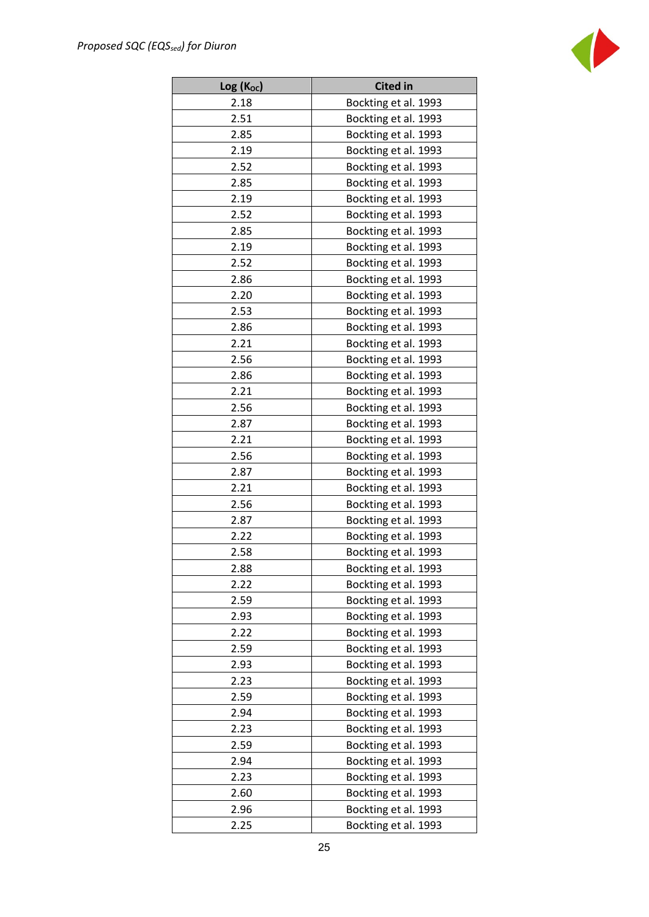| Log ($K_{OC}$) | Cited in |
| --- | --- |
| 2.18 | Bockting et al. 1993 |
| 2.51 | Bockting et al. 1993 |
| 2.85 | Bockting et al. 1993 |
| 2.19 | Bockting et al. 1993 |
| 2.52 | Bockting et al. 1993 |
| 2.85 | Bockting et al. 1993 |
| 2.19 | Bockting et al. 1993 |
| 2.52 | Bockting et al. 1993 |
| 2.85 | Bockting et al. 1993 |
| 2.19 | Bockting et al. 1993 |
| 2.52 | Bockting et al. 1993 |
| 2.86 | Bockting et al. 1993 |
| 2.20 | Bockting et al. 1993 |
| 2.53 | Bockting et al. 1993 |
| 2.86 | Bockting et al. 1993 |
| 2.21 | Bockting et al. 1993 |
| 2.56 | Bockting et al. 1993 |
| 2.86 | Bockting et al. 1993 |
| 2.21 | Bockting et al. 1993 |
| 2.56 | Bockting et al. 1993 |
| 2.87 | Bockting et al. 1993 |
| 2.21 | Bockting et al. 1993 |
| 2.56 | Bockting et al. 1993 |
| 2.87 | Bockting et al. 1993 |
| 2.21 | Bockting et al. 1993 |
| 2.56 | Bockting et al. 1993 |
| 2.87 | Bockting et al. 1993 |
| 2.22 | Bockting et al. 1993 |
| 2.58 | Bockting et al. 1993 |
| 2.88 | Bockting et al. 1993 |
| 2.22 | Bockting et al. 1993 |
| 2.59 | Bockting et al. 1993 |
| 2.93 | Bockting et al. 1993 |
| 2.22 | Bockting et al. 1993 |
| 2.59 | Bockting et al. 1993 |
| 2.93 | Bockting et al. 1993 |
| 2.23 | Bockting et al. 1993 |
| 2.59 | Bockting et al. 1993 |
| 2.94 | Bockting et al. 1993 |
| 2.23 | Bockting et al. 1993 |
| 2.59 | Bockting et al. 1993 |
| 2.94 | Bockting et al. 1993 |
| 2.23 | Bockting et al. 1993 |
| 2.60 | Bockting et al. 1993 |
| 2.96 | Bockting et al. 1993 |
| 2.25 | Bockting et al. 1993 |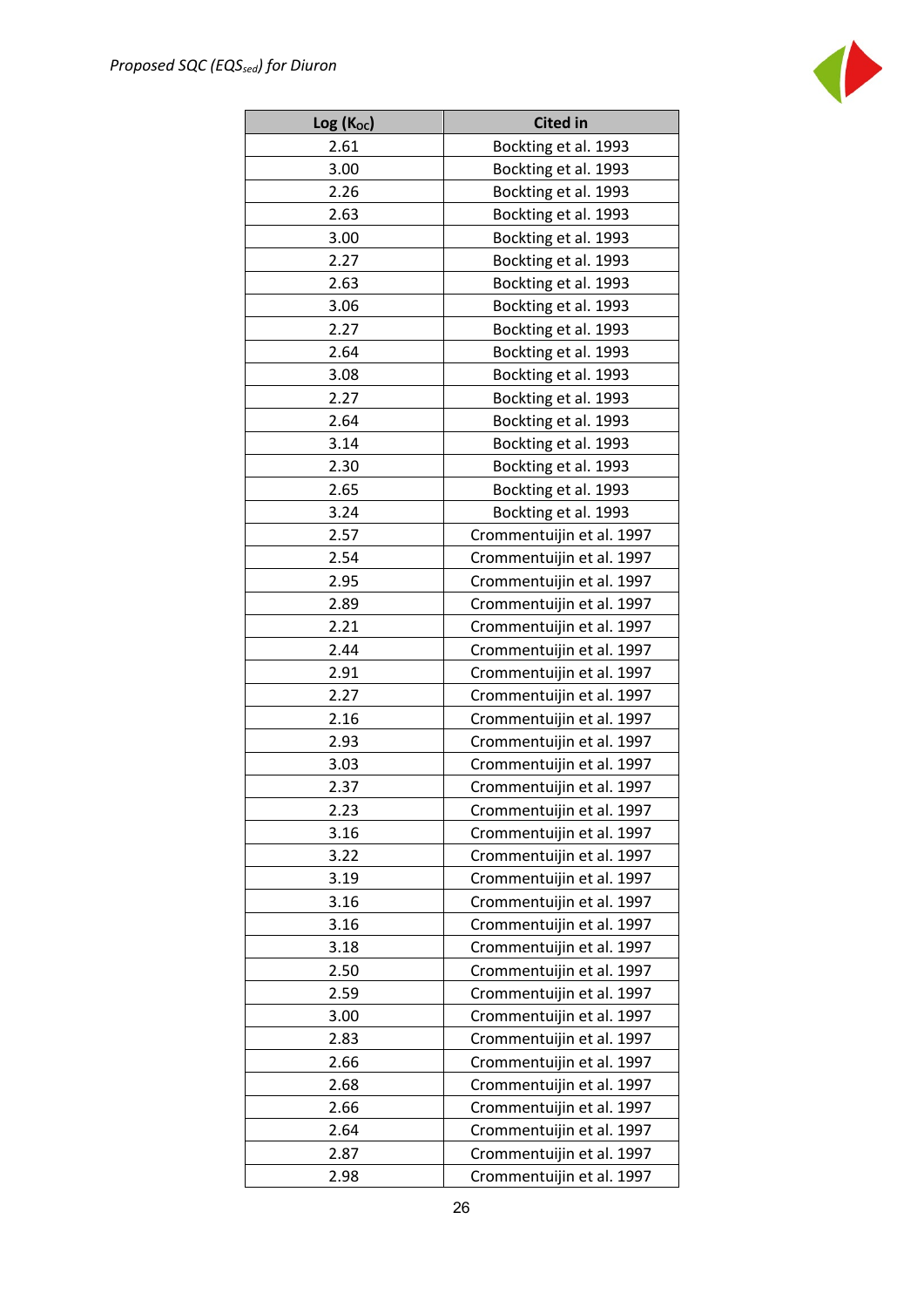| $\log (K_{OC})$ | Cited in |
|---|---|
| 2.61 | Bockting et al. 1993 |
| 3.00 | Bockting et al. 1993 |
| 2.26 | Bockting et al. 1993 |
| 2.63 | Bockting et al. 1993 |
| 3.00 | Bockting et al. 1993 |
| 2.27 | Bockting et al. 1993 |
| 2.63 | Bockting et al. 1993 |
| 3.06 | Bockting et al. 1993 |
| 2.27 | Bockting et al. 1993 |
| 2.64 | Bockting et al. 1993 |
| 3.08 | Bockting et al. 1993 |
| 2.27 | Bockting et al. 1993 |
| 2.64 | Bockting et al. 1993 |
| 3.14 | Bockting et al. 1993 |
| 2.30 | Bockting et al. 1993 |
| 2.65 | Bockting et al. 1993 |
| 3.24 | Bockting et al. 1993 |
| 2.57 | Crommentuijin et al. 1997 |
| 2.54 | Crommentuijin et al. 1997 |
| 2.95 | Crommentuijin et al. 1997 |
| 2.89 | Crommentuijin et al. 1997 |
| 2.21 | Crommentuijin et al. 1997 |
| 2.44 | Crommentuijin et al. 1997 |
| 2.91 | Crommentuijin et al. 1997 |
| 2.27 | Crommentuijin et al. 1997 |
| 2.16 | Crommentuijin et al. 1997 |
| 2.93 | Crommentuijin et al. 1997 |
| 3.03 | Crommentuijin et al. 1997 |
| 2.37 | Crommentuijin et al. 1997 |
| 2.23 | Crommentuijin et al. 1997 |
| 3.16 | Crommentuijin et al. 1997 |
| 3.22 | Crommentuijin et al. 1997 |
| 3.19 | Crommentuijin et al. 1997 |
| 3.16 | Crommentuijin et al. 1997 |
| 3.16 | Crommentuijin et al. 1997 |
| 3.18 | Crommentuijin et al. 1997 |
| 2.50 | Crommentuijin et al. 1997 |
| 2.59 | Crommentuijin et al. 1997 |
| 3.00 | Crommentuijin et al. 1997 |
| 2.83 | Crommentuijin et al. 1997 |
| 2.66 | Crommentuijin et al. 1997 |
| 2.68 | Crommentuijin et al. 1997 |
| 2.66 | Crommentuijin et al. 1997 |
| 2.64 | Crommentuijin et al. 1997 |
| 2.87 | Crommentuijin et al. 1997 |
| 2.98 | Crommentuijin et al. 1997 |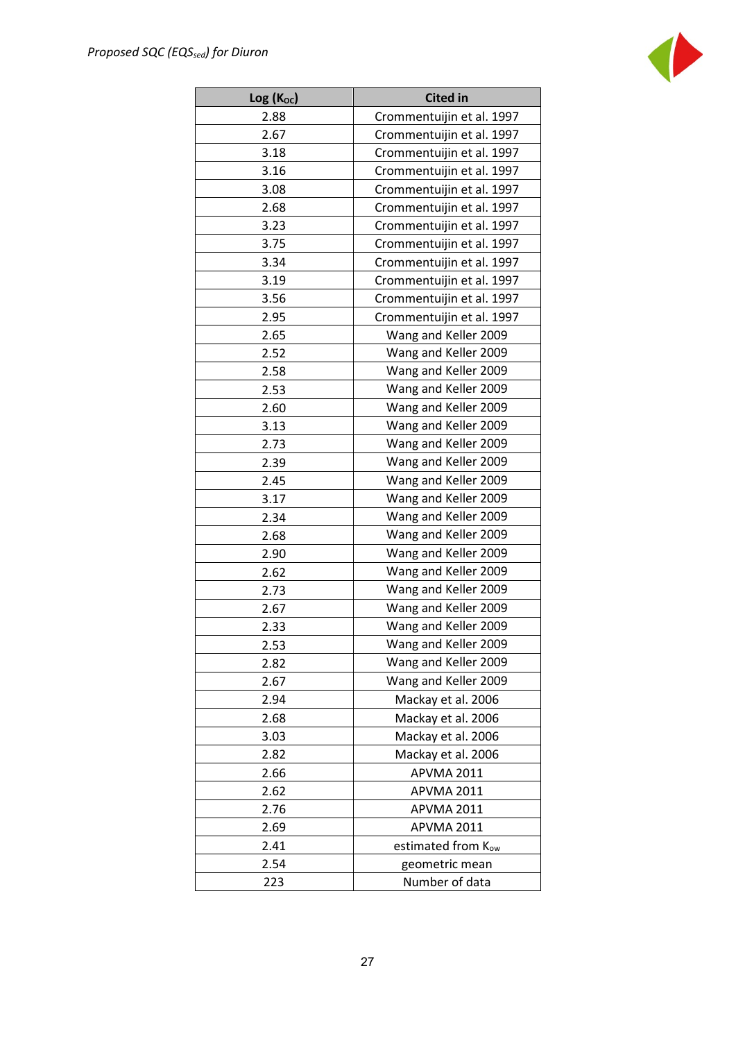| Log ($K_{OC}$) | Cited in |
|---|---|
| 2.88 | Crommentuijin et al. 1997 |
| 2.67 | Crommentuijin et al. 1997 |
| 3.18 | Crommentuijin et al. 1997 |
| 3.16 | Crommentuijin et al. 1997 |
| 3.08 | Crommentuijin et al. 1997 |
| 2.68 | Crommentuijin et al. 1997 |
| 3.23 | Crommentuijin et al. 1997 |
| 3.75 | Crommentuijin et al. 1997 |
| 3.34 | Crommentuijin et al. 1997 |
| 3.19 | Crommentuijin et al. 1997 |
| 3.56 | Crommentuijin et al. 1997 |
| 2.95 | Crommentuijin et al. 1997 |
| 2.65 | Wang and Keller 2009 |
| 2.52 | Wang and Keller 2009 |
| 2.58 | Wang and Keller 2009 |
| 2.53 | Wang and Keller 2009 |
| 2.60 | Wang and Keller 2009 |
| 3.13 | Wang and Keller 2009 |
| 2.73 | Wang and Keller 2009 |
| 2.39 | Wang and Keller 2009 |
| 2.45 | Wang and Keller 2009 |
| 3.17 | Wang and Keller 2009 |
| 2.34 | Wang and Keller 2009 |
| 2.68 | Wang and Keller 2009 |
| 2.90 | Wang and Keller 2009 |
| 2.62 | Wang and Keller 2009 |
| 2.73 | Wang and Keller 2009 |
| 2.67 | Wang and Keller 2009 |
| 2.33 | Wang and Keller 2009 |
| 2.53 | Wang and Keller 2009 |
| 2.82 | Wang and Keller 2009 |
| 2.67 | Wang and Keller 2009 |
| 2.94 | Mackay et al. 2006 |
| 2.68 | Mackay et al. 2006 |
| 3.03 | Mackay et al. 2006 |
| 2.82 | Mackay et al. 2006 |
| 2.66 | APVMA 2011 |
| 2.62 | APVMA 2011 |
| 2.76 | APVMA 2011 |
| 2.69 | APVMA 2011 |
| 2.41 | estimated from $K_{ow}$ |
| 2.54 | geometric mean |
| 223 | Number of data |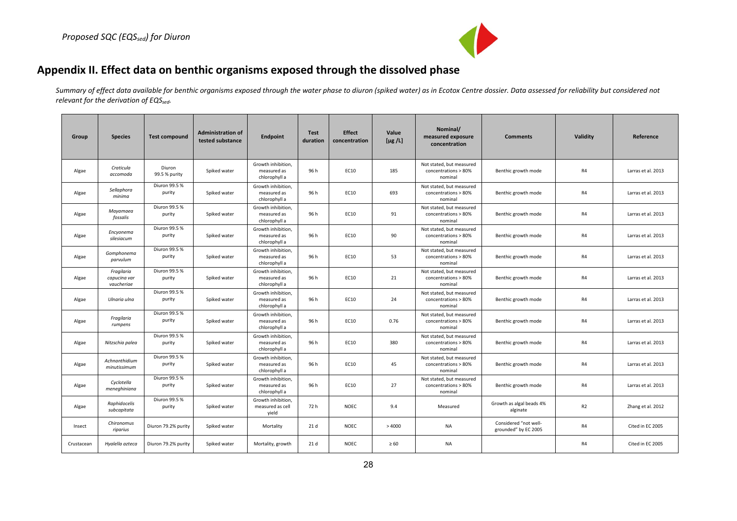## Appendix II. Effect data on benthic organisms exposed through the dissolved phase

*Summary of effect data available for benthic organisms exposed through the water phase to diuron (spiked water) as in Ecotox Centre dossier. Data assessed for reliability but considered not relevant for the derivation of $EQS_{sed}$.*

| Group | Species | Test compound | Administration of tested substance | Endpoint | Test duration | Effect concentration | Value [µg /L] | Nominal/ measured exposure concentration | Comments | Validity | Reference |
|---|---|---|---|---|---|---|---|---|---|---|---|
| Algae | *Craticula accomoda* | Diuron 99.5 % purity | Spiked water | Growth inhibition, measured as chlorophyll a | 96 h | EC10 | 185 | Not stated, but measured concentrations > 80% nominal | Benthic growth mode | R4 | Larras et al. 2013 |
| Algae | *Sellaphora minima* | Diuron 99.5 % purity | Spiked water | Growth inhibition, measured as chlorophyll a | 96 h | EC10 | 693 | Not stated, but measured concentrations > 80% nominal | Benthic growth mode | R4 | Larras et al. 2013 |
| Algae | *Mayamaea fossalis* | Diuron 99.5 % purity | Spiked water | Growth inhibition, measured as chlorophyll a | 96 h | EC10 | 91 | Not stated, but measured concentrations > 80% nominal | Benthic growth mode | R4 | Larras et al. 2013 |
| Algae | *Encyonema silesiacum* | Diuron 99.5 % purity | Spiked water | Growth inhibition, measured as chlorophyll a | 96 h | EC10 | 90 | Not stated, but measured concentrations > 80% nominal | Benthic growth mode | R4 | Larras et al. 2013 |
| Algae | *Gomphonema parvulum* | Diuron 99.5 % purity | Spiked water | Growth inhibition, measured as chlorophyll a | 96 h | EC10 | 53 | Not stated, but measured concentrations > 80% nominal | Benthic growth mode | R4 | Larras et al. 2013 |
| Algae | *Fragilaria capucina var vaucheriae* | Diuron 99.5 % purity | Spiked water | Growth inhibition, measured as chlorophyll a | 96 h | EC10 | 21 | Not stated, but measured concentrations > 80% nominal | Benthic growth mode | R4 | Larras et al. 2013 |
| Algae | *Ulnaria ulna* | Diuron 99.5 % purity | Spiked water | Growth inhibition, measured as chlorophyll a | 96 h | EC10 | 24 | Not stated, but measured concentrations > 80% nominal | Benthic growth mode | R4 | Larras et al. 2013 |
| Algae | *Fragilaria rumpens* | Diuron 99.5 % purity | Spiked water | Growth inhibition, measured as chlorophyll a | 96 h | EC10 | 0.76 | Not stated, but measured concentrations > 80% nominal | Benthic growth mode | R4 | Larras et al. 2013 |
| Algae | *Nitzschia palea* | Diuron 99.5 % purity | Spiked water | Growth inhibition, measured as chlorophyll a | 96 h | EC10 | 380 | Not stated, but measured concentrations > 80% nominal | Benthic growth mode | R4 | Larras et al. 2013 |
| Algae | *Achnanthidium minutissimum* | Diuron 99.5 % purity | Spiked water | Growth inhibition, measured as chlorophyll a | 96 h | EC10 | 45 | Not stated, but measured concentrations > 80% nominal | Benthic growth mode | R4 | Larras et al. 2013 |
| Algae | *Cyclotella meneghiniana* | Diuron 99.5 % purity | Spiked water | Growth inhibition, measured as chlorophyll a | 96 h | EC10 | 27 | Not stated, but measured concentrations > 80% nominal | Benthic growth mode | R4 | Larras et al. 2013 |
| Algae | *Raphidocelis subcapitata* | Diuron 99.5 % purity | Spiked water | Growth inhibition, measured as cell yield | 72 h | NOEC | 9.4 | Measured | Growth as algal beads 4% alginate | R2 | Zhang et al. 2012 |
| Insect | *Chironomus riparius* | Diuron 79.2% purity | Spiked water | Mortality | 21 d | NOEC | > 4000 | NA | Considered "not well-grounded" by EC 2005 | R4 | Cited in EC 2005 |
| Crustacean | *Hyalella azteca* | Diuron 79.2% purity | Spiked water | Mortality, growth | 21 d | NOEC | ≥ 60 | NA | | R4 | Cited in EC 2005 |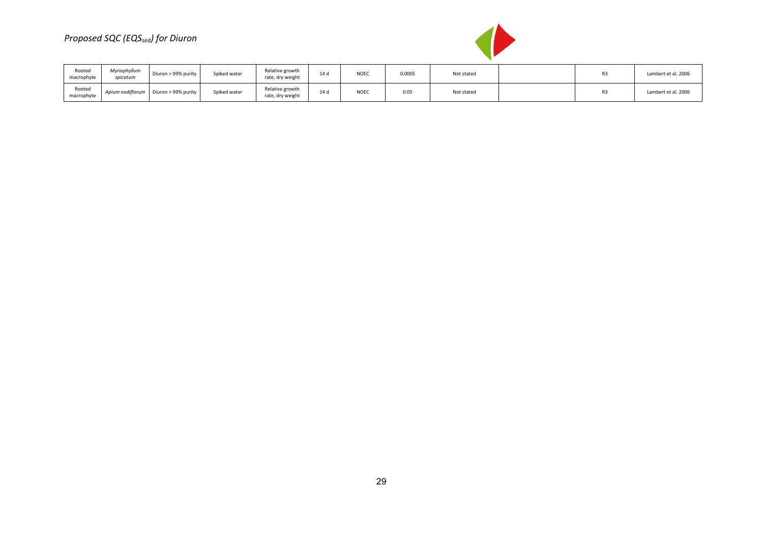| | | | | | | | | | | | |
|---|---|---|---|---|---|---|---|---|---|---|---|
| Rooted macrophyte | *Myriophyllum spicatum* | Diuron > 99% purity | Spiked water | Relative growth rate, dry weight | 14 d | NOEC | 0.0005 | Not stated | | R3 | Lambert et al. 2006 |
| Rooted macrophyte | *Apium nodiflorum* | Diuron > 99% purity | Spiked water | Relative growth rate, dry weight | 14 d | NOEC | 0.05 | Not stated | | R3 | Lambert et al. 2006 |